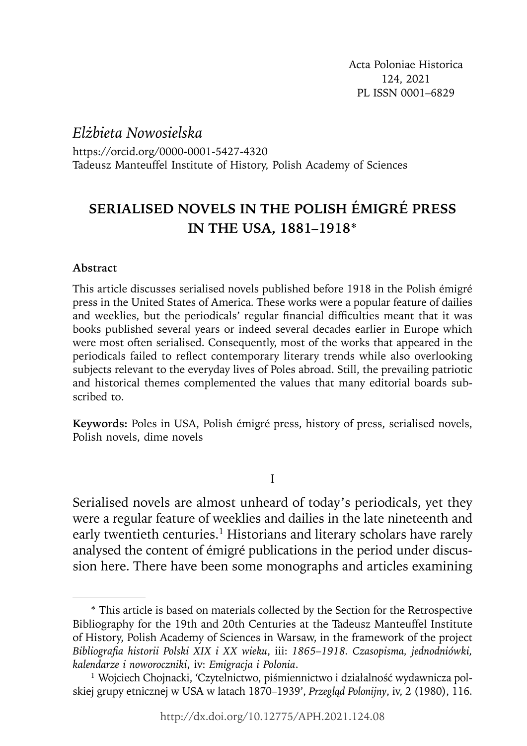Acta Poloniae Historica
124, 2021
PL ISSN 0001–6829

*Elżbieta Nowosielska*

https://orcid.org/0000-0001-5427-4320
Tadeusz Manteuffel Institute of History, Polish Academy of Sciences

# SERIALISED NOVELS IN THE POLISH ÉMIGRÉ PRESS IN THE USA, 1881–1918*

**Abstract**

This article discusses serialised novels published before 1918 in the Polish émigré press in the United States of America. These works were a popular feature of dailies and weeklies, but the periodicals' regular financial difficulties meant that it was books published several years or indeed several decades earlier in Europe which were most often serialised. Consequently, most of the works that appeared in the periodicals failed to reflect contemporary literary trends while also overlooking subjects relevant to the everyday lives of Poles abroad. Still, the prevailing patriotic and historical themes complemented the values that many editorial boards subscribed to.

**Keywords:** Poles in USA, Polish émigré press, history of press, serialised novels, Polish novels, dime novels

## I

Serialised novels are almost unheard of today's periodicals, yet they were a regular feature of weeklies and dailies in the late nineteenth and early twentieth centuries.[1] Historians and literary scholars have rarely analysed the content of émigré publications in the period under discussion here. There have been some monographs and articles examining

---

\* This article is based on materials collected by the Section for the Retrospective Bibliography for the 19th and 20th Centuries at the Tadeusz Manteuffel Institute of History, Polish Academy of Sciences in Warsaw, in the framework of the project *Bibliografia historii Polski XIX i XX wieku*, iii: *1865–1918. Czasopisma, jednodniówki, kalendarze i noworoczniki*, iv: *Emigracja i Polonia*.

[1] Wojciech Chojnacki, 'Czytelnictwo, piśmiennictwo i działalność wydawnicza polskiej grupy etnicznej w USA w latach 1870–1939', *Przegląd Polonijny*, iv, 2 (1980), 116.

http://dx.doi.org/10.12775/APH.2021.124.08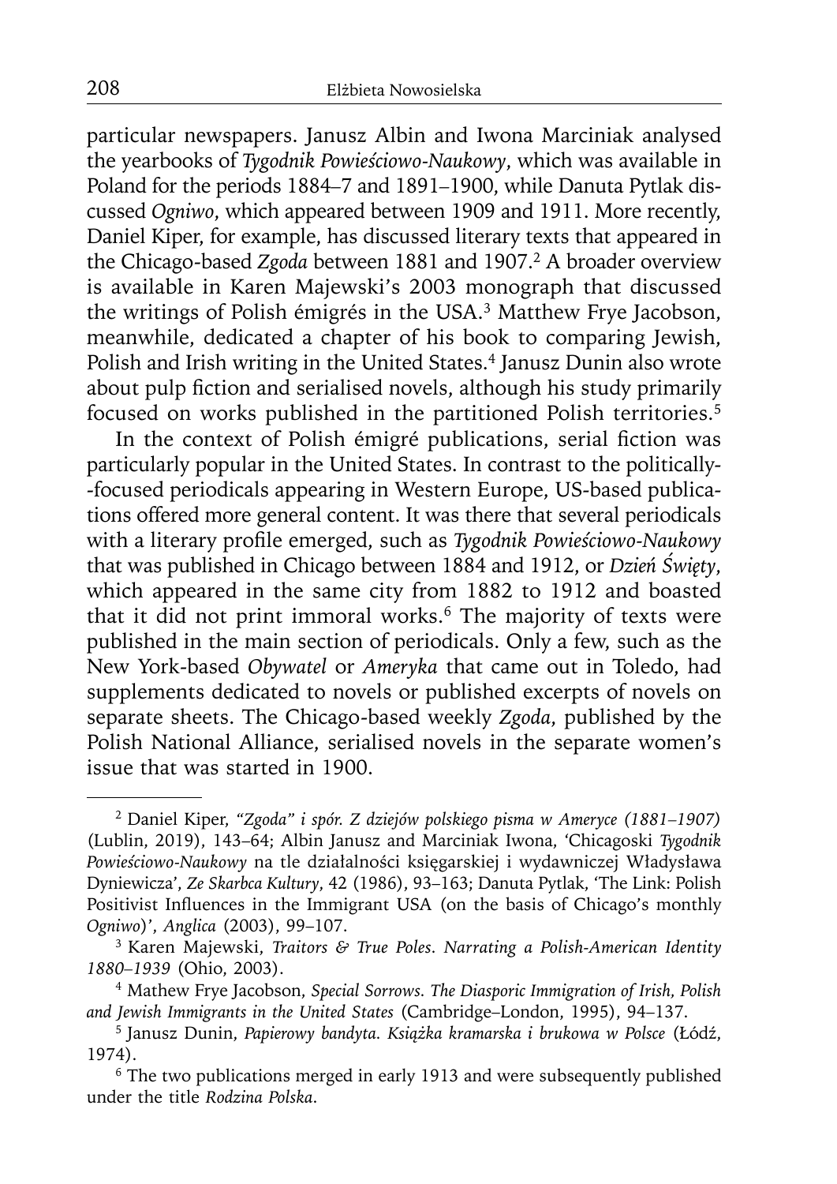particular newspapers. Janusz Albin and Iwona Marciniak analysed the yearbooks of *Tygodnik Powieściowo-Naukowy*, which was available in Poland for the periods 1884–7 and 1891–1900, while Danuta Pytlak discussed *Ogniwo*, which appeared between 1909 and 1911. More recently, Daniel Kiper, for example, has discussed literary texts that appeared in the Chicago-based *Zgoda* between 1881 and 1907.[2] A broader overview is available in Karen Majewski's 2003 monograph that discussed the writings of Polish émigrés in the USA.[3] Matthew Frye Jacobson, meanwhile, dedicated a chapter of his book to comparing Jewish, Polish and Irish writing in the United States.[4] Janusz Dunin also wrote about pulp fiction and serialised novels, although his study primarily focused on works published in the partitioned Polish territories.[5]

In the context of Polish émigré publications, serial fiction was particularly popular in the United States. In contrast to the politically-focused periodicals appearing in Western Europe, US-based publications offered more general content. It was there that several periodicals with a literary profile emerged, such as *Tygodnik Powieściowo-Naukowy* that was published in Chicago between 1884 and 1912, or *Dzień Święty*, which appeared in the same city from 1882 to 1912 and boasted that it did not print immoral works.[6] The majority of texts were published in the main section of periodicals. Only a few, such as the New York-based *Obywatel* or *Ameryka* that came out in Toledo, had supplements dedicated to novels or published excerpts of novels on separate sheets. The Chicago-based weekly *Zgoda*, published by the Polish National Alliance, serialised novels in the separate women's issue that was started in 1900.

---

[2] Daniel Kiper, *"Zgoda" i spór. Z dziejów polskiego pisma w Ameryce (1881–1907)* (Lublin, 2019), 143–64; Albin Janusz and Marciniak Iwona, 'Chicagoski *Tygodnik Powieściowo-Naukowy* na tle działalności księgarskiej i wydawniczej Władysława Dyniewicza', *Ze Skarbca Kultury*, 42 (1986), 93–163; Danuta Pytlak, 'The Link: Polish Positivist Influences in the Immigrant USA (on the basis of Chicago's monthly *Ogniwo*)', *Anglica* (2003), 99–107.

[3] Karen Majewski, *Traitors & True Poles. Narrating a Polish-American Identity 1880–1939* (Ohio, 2003).

[4] Mathew Frye Jacobson, *Special Sorrows. The Diasporic Immigration of Irish, Polish and Jewish Immigrants in the United States* (Cambridge–London, 1995), 94–137.

[5] Janusz Dunin, *Papierowy bandyta. Książka kramarska i brukowa w Polsce* (Łódź, 1974).

[6] The two publications merged in early 1913 and were subsequently published under the title *Rodzina Polska*.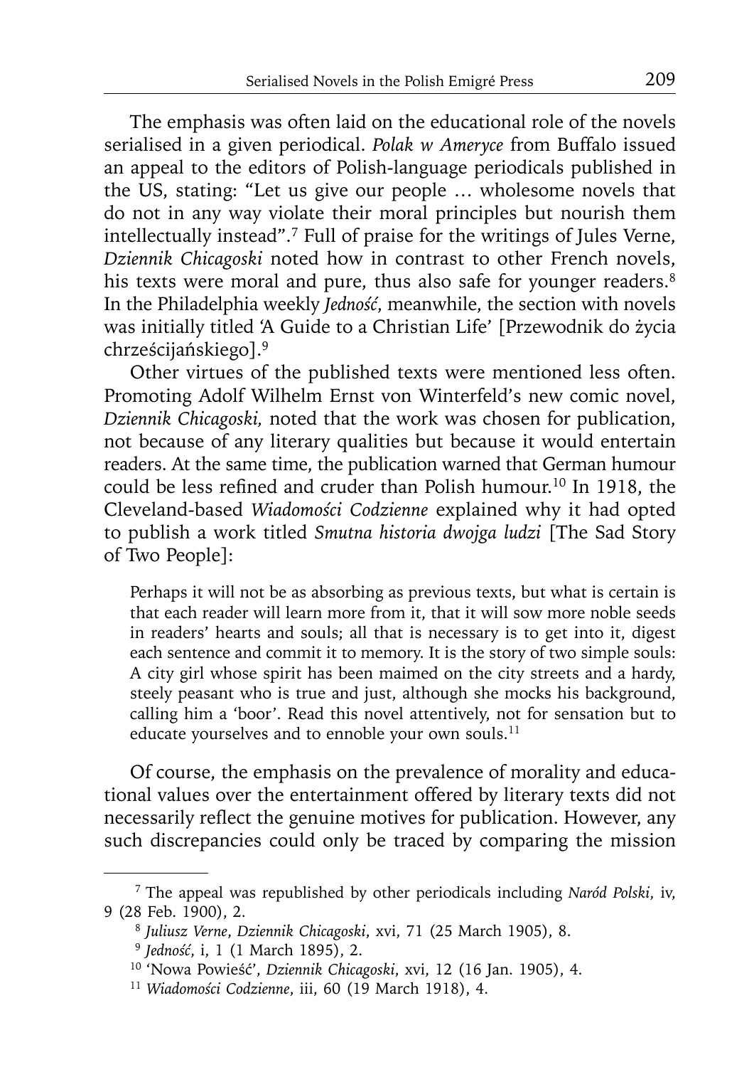The emphasis was often laid on the educational role of the novels serialised in a given periodical. *Polak w Ameryce* from Buffalo issued an appeal to the editors of Polish-language periodicals published in the US, stating: "Let us give our people … wholesome novels that do not in any way violate their moral principles but nourish them intellectually instead".[7] Full of praise for the writings of Jules Verne, *Dziennik Chicagoski* noted how in contrast to other French novels, his texts were moral and pure, thus also safe for younger readers.[8] In the Philadelphia weekly *Jedność*, meanwhile, the section with novels was initially titled 'A Guide to a Christian Life' [Przewodnik do życia chrześcijańskiego].[9]

Other virtues of the published texts were mentioned less often. Promoting Adolf Wilhelm Ernst von Winterfeld's new comic novel, *Dziennik Chicagoski,* noted that the work was chosen for publication, not because of any literary qualities but because it would entertain readers. At the same time, the publication warned that German humour could be less refined and cruder than Polish humour.[10] In 1918, the Cleveland-based *Wiadomości Codzienne* explained why it had opted to publish a work titled *Smutna historia dwojga ludzi* [The Sad Story of Two People]:

> Perhaps it will not be as absorbing as previous texts, but what is certain is that each reader will learn more from it, that it will sow more noble seeds in readers' hearts and souls; all that is necessary is to get into it, digest each sentence and commit it to memory. It is the story of two simple souls: A city girl whose spirit has been maimed on the city streets and a hardy, steely peasant who is true and just, although she mocks his background, calling him a 'boor'. Read this novel attentively, not for sensation but to educate yourselves and to ennoble your own souls.[11]

Of course, the emphasis on the prevalence of morality and educational values over the entertainment offered by literary texts did not necessarily reflect the genuine motives for publication. However, any such discrepancies could only be traced by comparing the mission

---

[7] The appeal was republished by other periodicals including *Naród Polski*, iv, 9 (28 Feb. 1900), 2.

[8] *Juliusz Verne*, *Dziennik Chicagoski*, xvi, 71 (25 March 1905), 8.

[9] *Jedność*, i, 1 (1 March 1895), 2.

[10] 'Nowa Powieść', *Dziennik Chicagoski*, xvi, 12 (16 Jan. 1905), 4.

[11] *Wiadomości Codzienne*, iii, 60 (19 March 1918), 4.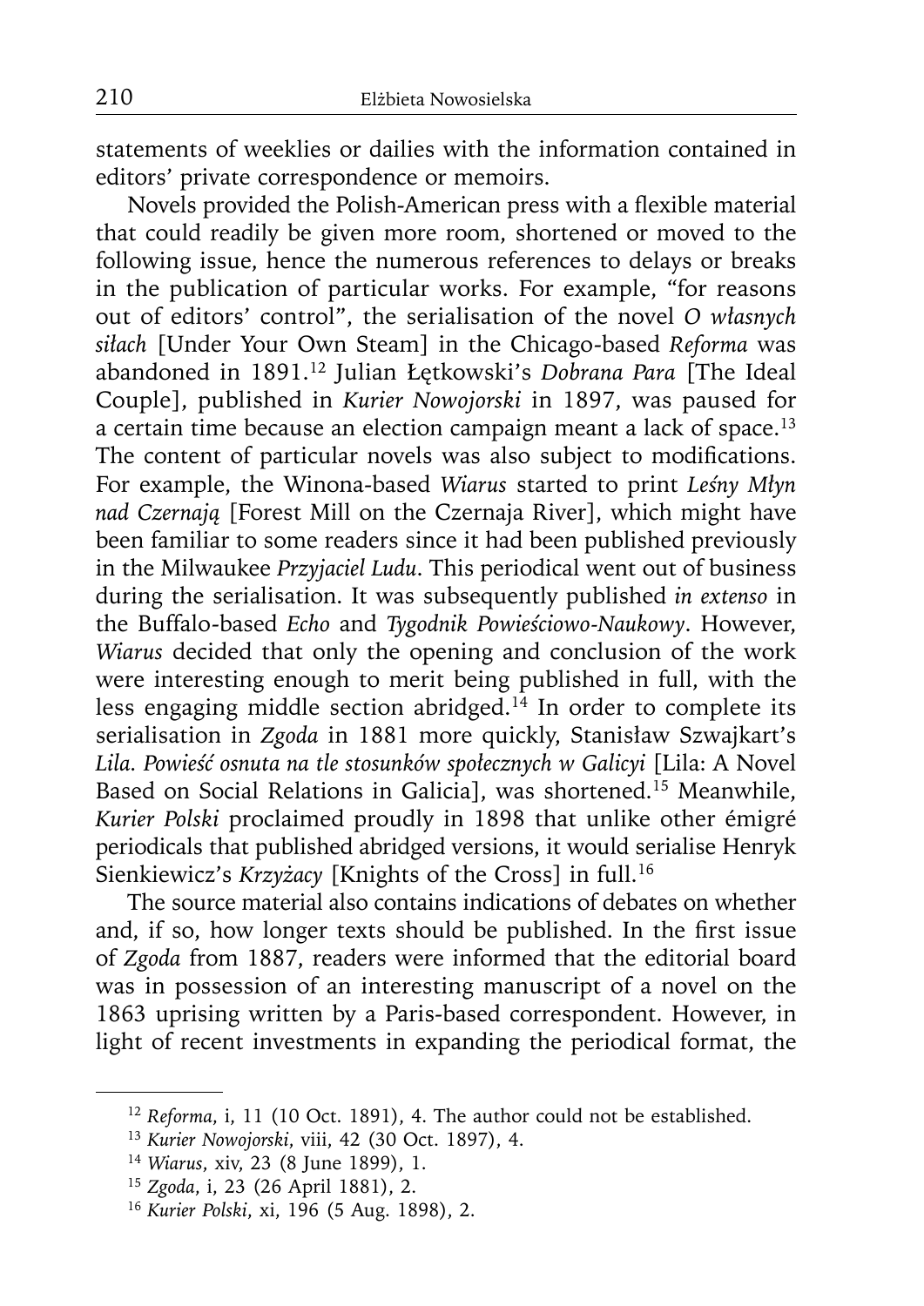statements of weeklies or dailies with the information contained in editors' private correspondence or memoirs.

Novels provided the Polish-American press with a flexible material that could readily be given more room, shortened or moved to the following issue, hence the numerous references to delays or breaks in the publication of particular works. For example, "for reasons out of editors' control", the serialisation of the novel *O własnych siłach* [Under Your Own Steam] in the Chicago-based *Reforma* was abandoned in 1891.[12] Julian Łętkowski's *Dobrana Para* [The Ideal Couple], published in *Kurier Nowojorski* in 1897, was paused for a certain time because an election campaign meant a lack of space.[13] The content of particular novels was also subject to modifications. For example, the Winona-based *Wiarus* started to print *Leśny Młyn nad Czernają* [Forest Mill on the Czernaja River], which might have been familiar to some readers since it had been published previously in the Milwaukee *Przyjaciel Ludu*. This periodical went out of business during the serialisation. It was subsequently published *in extenso* in the Buffalo-based *Echo* and *Tygodnik Powieściowo-Naukowy*. However, *Wiarus* decided that only the opening and conclusion of the work were interesting enough to merit being published in full, with the less engaging middle section abridged.[14] In order to complete its serialisation in *Zgoda* in 1881 more quickly, Stanisław Szwajkart's *Lila. Powieść osnuta na tle stosunków społecznych w Galicyi* [Lila: A Novel Based on Social Relations in Galicia], was shortened.[15] Meanwhile, *Kurier Polski* proclaimed proudly in 1898 that unlike other émigré periodicals that published abridged versions, it would serialise Henryk Sienkiewicz's *Krzyżacy* [Knights of the Cross] in full.[16]

The source material also contains indications of debates on whether and, if so, how longer texts should be published. In the first issue of *Zgoda* from 1887, readers were informed that the editorial board was in possession of an interesting manuscript of a novel on the 1863 uprising written by a Paris-based correspondent. However, in light of recent investments in expanding the periodical format, the

---

[12] *Reforma*, i, 11 (10 Oct. 1891), 4. The author could not be established.

[13] *Kurier Nowojorski*, viii, 42 (30 Oct. 1897), 4.

[14] *Wiarus*, xiv, 23 (8 June 1899), 1.

[15] *Zgoda*, i, 23 (26 April 1881), 2.

[16] *Kurier Polski*, xi, 196 (5 Aug. 1898), 2.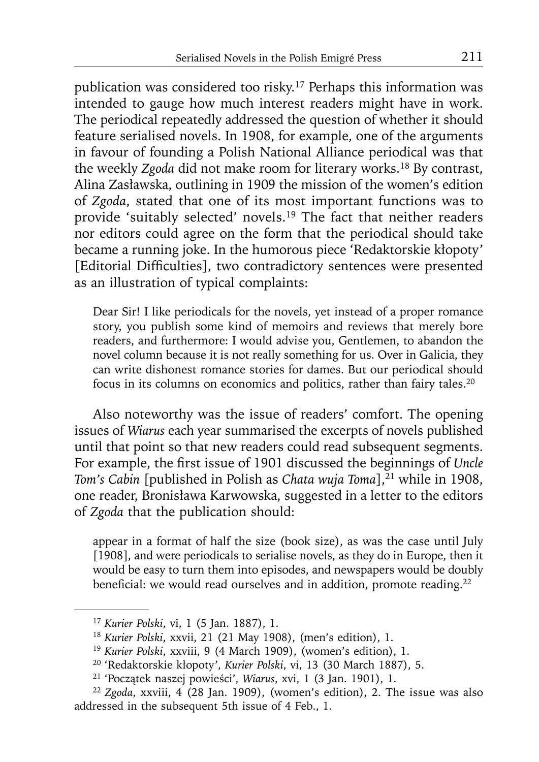publication was considered too risky.[17] Perhaps this information was intended to gauge how much interest readers might have in work. The periodical repeatedly addressed the question of whether it should feature serialised novels. In 1908, for example, one of the arguments in favour of founding a Polish National Alliance periodical was that the weekly *Zgoda* did not make room for literary works.[18] By contrast, Alina Zasławska, outlining in 1909 the mission of the women's edition of *Zgoda*, stated that one of its most important functions was to provide 'suitably selected' novels.[19] The fact that neither readers nor editors could agree on the form that the periodical should take became a running joke. In the humorous piece 'Redaktorskie kłopoty' [Editorial Difficulties], two contradictory sentences were presented as an illustration of typical complaints:

> Dear Sir! I like periodicals for the novels, yet instead of a proper romance story, you publish some kind of memoirs and reviews that merely bore readers, and furthermore: I would advise you, Gentlemen, to abandon the novel column because it is not really something for us. Over in Galicia, they can write dishonest romance stories for dames. But our periodical should focus in its columns on economics and politics, rather than fairy tales.[20]

Also noteworthy was the issue of readers' comfort. The opening issues of *Wiarus* each year summarised the excerpts of novels published until that point so that new readers could read subsequent segments. For example, the first issue of 1901 discussed the beginnings of *Uncle Tom's Cabin* [published in Polish as *Chata wuja Toma*],[21] while in 1908, one reader, Bronisława Karwowska, suggested in a letter to the editors of *Zgoda* that the publication should:

> appear in a format of half the size (book size), as was the case until July [1908], and were periodicals to serialise novels, as they do in Europe, then it would be easy to turn them into episodes, and newspapers would be doubly beneficial: we would read ourselves and in addition, promote reading.[22]

---

[17] *Kurier Polski*, vi, 1 (5 Jan. 1887), 1.

[18] *Kurier Polski*, xxvii, 21 (21 May 1908), (men's edition), 1.

[19] *Kurier Polski*, xxviii, 9 (4 March 1909), (women's edition), 1.

[20] 'Redaktorskie kłopoty', *Kurier Polski*, vi, 13 (30 March 1887), 5.

[21] 'Początek naszej powieści', *Wiarus*, xvi, 1 (3 Jan. 1901), 1.

[22] *Zgoda*, xxviii, 4 (28 Jan. 1909), (women's edition), 2. The issue was also addressed in the subsequent 5th issue of 4 Feb., 1.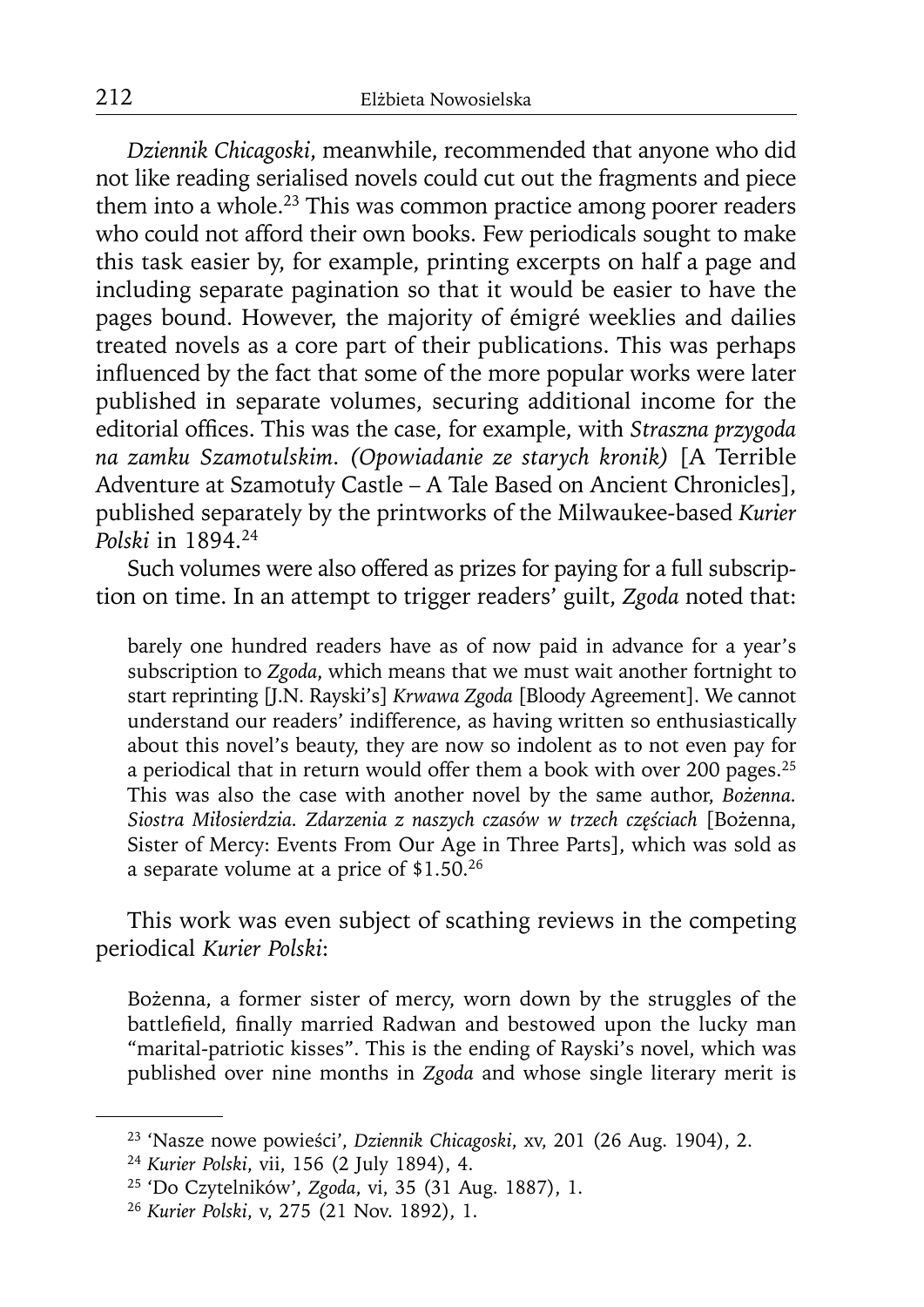*Dziennik Chicagoski*, meanwhile, recommended that anyone who did not like reading serialised novels could cut out the fragments and piece them into a whole.[23] This was common practice among poorer readers who could not afford their own books. Few periodicals sought to make this task easier by, for example, printing excerpts on half a page and including separate pagination so that it would be easier to have the pages bound. However, the majority of émigré weeklies and dailies treated novels as a core part of their publications. This was perhaps influenced by the fact that some of the more popular works were later published in separate volumes, securing additional income for the editorial offices. This was the case, for example, with *Straszna przygoda na zamku Szamotulskim. (Opowiadanie ze starych kronik)* [A Terrible Adventure at Szamotuły Castle – A Tale Based on Ancient Chronicles], published separately by the printworks of the Milwaukee-based *Kurier Polski* in 1894.[24]

Such volumes were also offered as prizes for paying for a full subscription on time. In an attempt to trigger readers' guilt, *Zgoda* noted that:

> barely one hundred readers have as of now paid in advance for a year's subscription to *Zgoda*, which means that we must wait another fortnight to start reprinting [J.N. Rayski's] *Krwawa Zgoda* [Bloody Agreement]. We cannot understand our readers' indifference, as having written so enthusiastically about this novel's beauty, they are now so indolent as to not even pay for a periodical that in return would offer them a book with over 200 pages.[25]
> This was also the case with another novel by the same author, *Bożenna. Siostra Miłosierdzia. Zdarzenia z naszych czasów w trzech częściach* [Bożenna, Sister of Mercy: Events From Our Age in Three Parts], which was sold as a separate volume at a price of $1.50.[26]

This work was even subject of scathing reviews in the competing periodical *Kurier Polski*:

> Bożenna, a former sister of mercy, worn down by the struggles of the battlefield, finally married Radwan and bestowed upon the lucky man "marital-patriotic kisses". This is the ending of Rayski's novel, which was published over nine months in *Zgoda* and whose single literary merit is

---

[23] 'Nasze nowe powieści', *Dziennik Chicagoski*, xv, 201 (26 Aug. 1904), 2.

[24] *Kurier Polski*, vii, 156 (2 July 1894), 4.

[25] 'Do Czytelników', *Zgoda*, vi, 35 (31 Aug. 1887), 1.

[26] *Kurier Polski*, v, 275 (21 Nov. 1892), 1.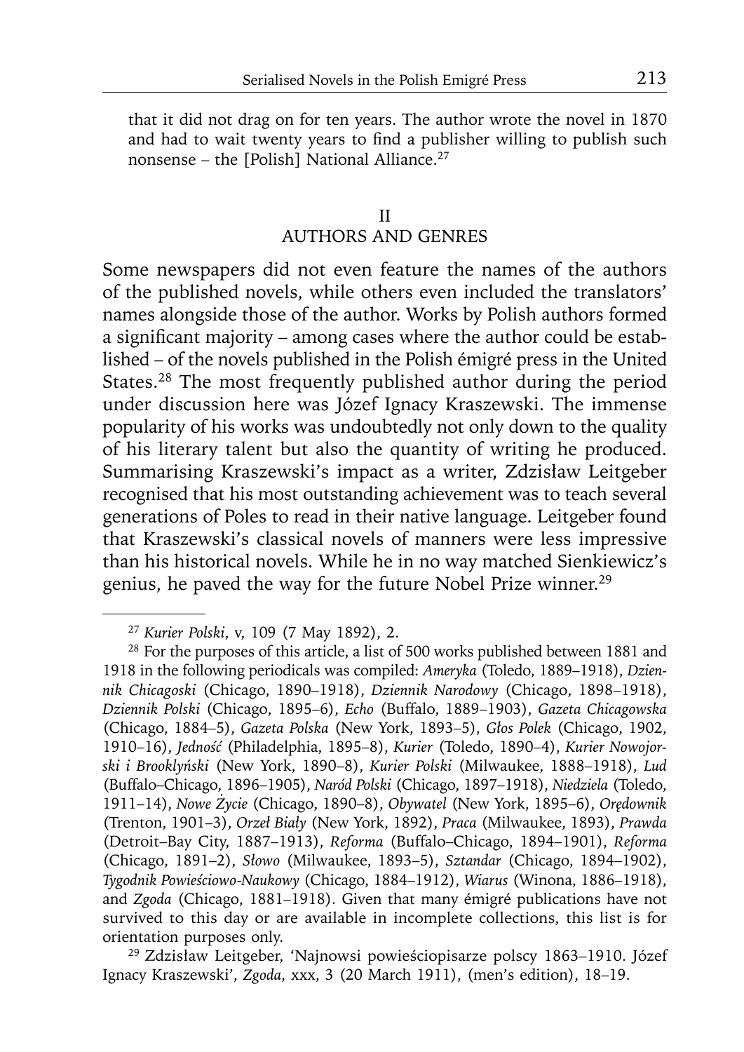that it did not drag on for ten years. The author wrote the novel in 1870 and had to wait twenty years to find a publisher willing to publish such nonsense – the [Polish] National Alliance.[27]

## II
## AUTHORS AND GENRES

Some newspapers did not even feature the names of the authors of the published novels, while others even included the translators' names alongside those of the author. Works by Polish authors formed a significant majority – among cases where the author could be established – of the novels published in the Polish émigré press in the United States.[28] The most frequently published author during the period under discussion here was Józef Ignacy Kraszewski. The immense popularity of his works was undoubtedly not only down to the quality of his literary talent but also the quantity of writing he produced. Summarising Kraszewski's impact as a writer, Zdzisław Leitgeber recognised that his most outstanding achievement was to teach several generations of Poles to read in their native language. Leitgeber found that Kraszewski's classical novels of manners were less impressive than his historical novels. While he in no way matched Sienkiewicz's genius, he paved the way for the future Nobel Prize winner.[29]

---

[27] *Kurier Polski*, v, 109 (7 May 1892), 2.

[28] For the purposes of this article, a list of 500 works published between 1881 and 1918 in the following periodicals was compiled: *Ameryka* (Toledo, 1889–1918), *Dziennik Chicagoski* (Chicago, 1890–1918), *Dziennik Narodowy* (Chicago, 1898–1918), *Dziennik Polski* (Chicago, 1895–6), *Echo* (Buffalo, 1889–1903), *Gazeta Chicagowska* (Chicago, 1884–5), *Gazeta Polska* (New York, 1893–5), *Głos Polek* (Chicago, 1902, 1910–16), *Jedność* (Philadelphia, 1895–8), *Kurier* (Toledo, 1890–4), *Kurier Nowojorski i Brooklyński* (New York, 1890–8), *Kurier Polski* (Milwaukee, 1888–1918), *Lud* (Buffalo–Chicago, 1896–1905), *Naród Polski* (Chicago, 1897–1918), *Niedziela* (Toledo, 1911–14), *Nowe Życie* (Chicago, 1890–8), *Obywatel* (New York, 1895–6), *Orędownik* (Trenton, 1901–3), *Orzeł Biały* (New York, 1892), *Praca* (Milwaukee, 1893), *Prawda* (Detroit–Bay City, 1887–1913), *Reforma* (Buffalo–Chicago, 1894–1901), *Reforma* (Chicago, 1891–2), *Słowo* (Milwaukee, 1893–5), *Sztandar* (Chicago, 1894–1902), *Tygodnik Powieściowo-Naukowy* (Chicago, 1884–1912), *Wiarus* (Winona, 1886–1918), and *Zgoda* (Chicago, 1881–1918). Given that many émigré publications have not survived to this day or are available in incomplete collections, this list is for orientation purposes only.

[29] Zdzisław Leitgeber, 'Najnowsi powieściopisarze polscy 1863–1910. Józef Ignacy Kraszewski', *Zgoda*, xxx, 3 (20 March 1911), (men's edition), 18–19.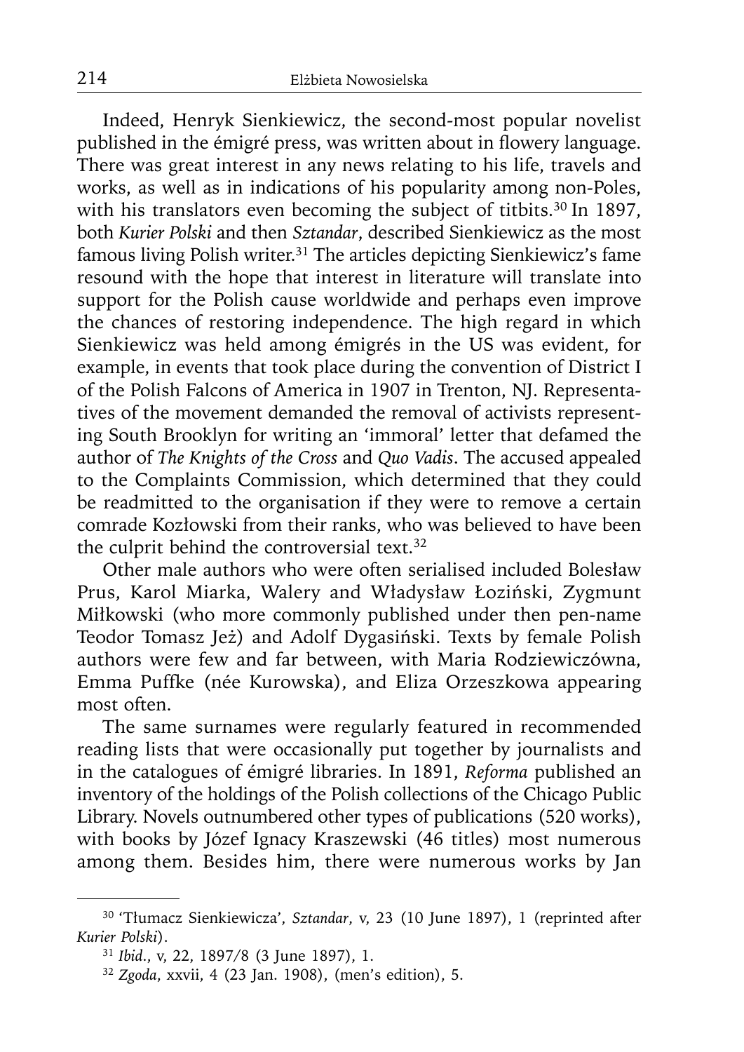Indeed, Henryk Sienkiewicz, the second-most popular novelist published in the émigré press, was written about in flowery language. There was great interest in any news relating to his life, travels and works, as well as in indications of his popularity among non-Poles, with his translators even becoming the subject of titbits.[30] In 1897, both *Kurier Polski* and then *Sztandar*, described Sienkiewicz as the most famous living Polish writer.[31] The articles depicting Sienkiewicz's fame resound with the hope that interest in literature will translate into support for the Polish cause worldwide and perhaps even improve the chances of restoring independence. The high regard in which Sienkiewicz was held among émigrés in the US was evident, for example, in events that took place during the convention of District I of the Polish Falcons of America in 1907 in Trenton, NJ. Representatives of the movement demanded the removal of activists representing South Brooklyn for writing an 'immoral' letter that defamed the author of *The Knights of the Cross* and *Quo Vadis*. The accused appealed to the Complaints Commission, which determined that they could be readmitted to the organisation if they were to remove a certain comrade Kozłowski from their ranks, who was believed to have been the culprit behind the controversial text.[32]

Other male authors who were often serialised included Bolesław Prus, Karol Miarka, Walery and Władysław Łoziński, Zygmunt Miłkowski (who more commonly published under then pen-name Teodor Tomasz Jeż) and Adolf Dygasiński. Texts by female Polish authors were few and far between, with Maria Rodziewiczówna, Emma Puffke (née Kurowska), and Eliza Orzeszkowa appearing most often.

The same surnames were regularly featured in recommended reading lists that were occasionally put together by journalists and in the catalogues of émigré libraries. In 1891, *Reforma* published an inventory of the holdings of the Polish collections of the Chicago Public Library. Novels outnumbered other types of publications (520 works), with books by Józef Ignacy Kraszewski (46 titles) most numerous among them. Besides him, there were numerous works by Jan

---

[30] 'Tłumacz Sienkiewicza', *Sztandar*, v, 23 (10 June 1897), 1 (reprinted after *Kurier Polski*).

[31] *Ibid.*, v, 22, 1897/8 (3 June 1897), 1.

[32] *Zgoda*, xxvii, 4 (23 Jan. 1908), (men's edition), 5.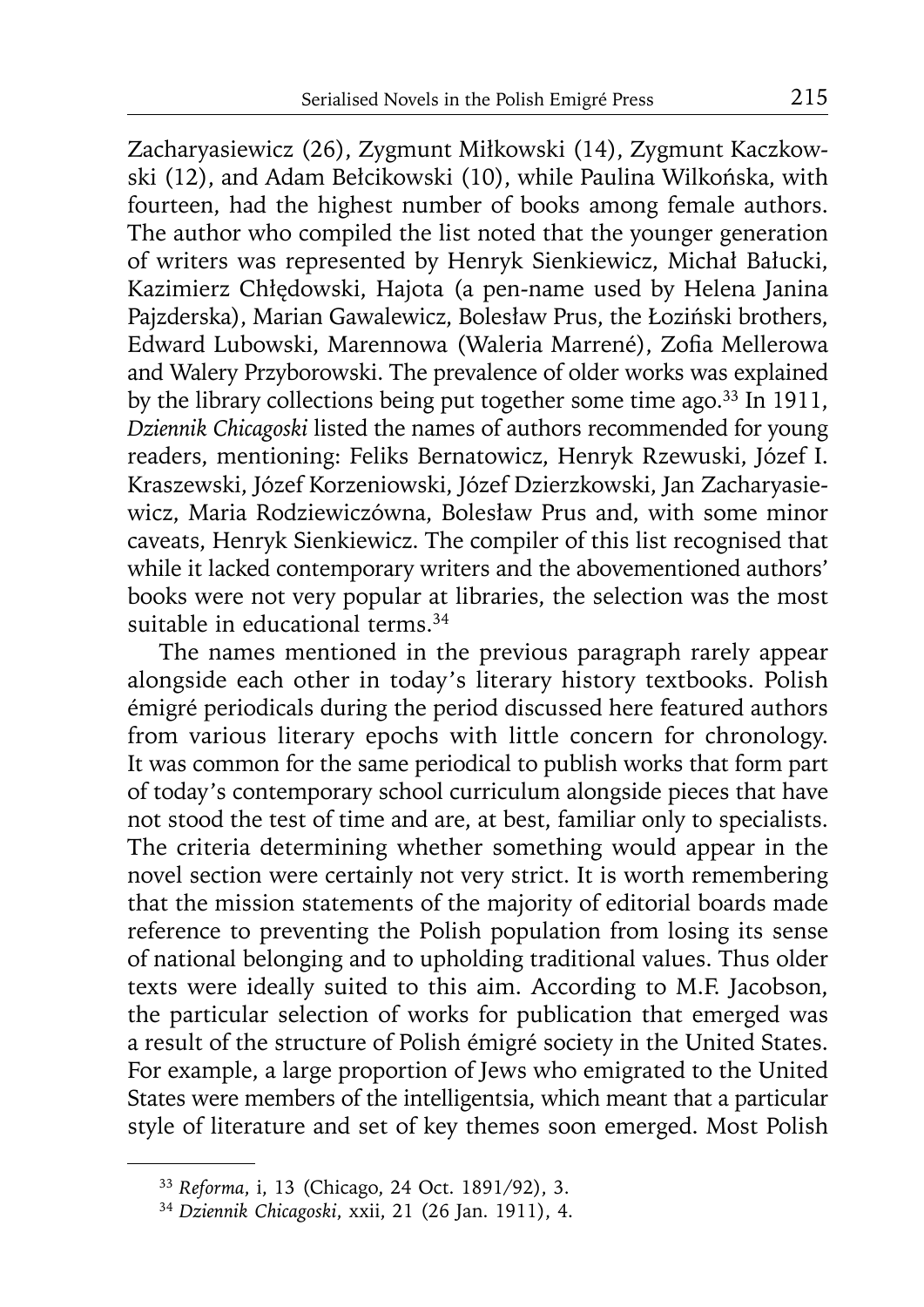Zacharyasiewicz (26), Zygmunt Miłkowski (14), Zygmunt Kaczkowski (12), and Adam Bełcikowski (10), while Paulina Wilkońska, with fourteen, had the highest number of books among female authors. The author who compiled the list noted that the younger generation of writers was represented by Henryk Sienkiewicz, Michał Bałucki, Kazimierz Chłędowski, Hajota (a pen-name used by Helena Janina Pajzderska), Marian Gawalewicz, Bolesław Prus, the Łoziński brothers, Edward Lubowski, Marennowa (Waleria Marrené), Zofia Mellerowa and Walery Przyborowski. The prevalence of older works was explained by the library collections being put together some time ago.[33] In 1911, *Dziennik Chicagoski* listed the names of authors recommended for young readers, mentioning: Feliks Bernatowicz, Henryk Rzewuski, Józef I. Kraszewski, Józef Korzeniowski, Józef Dzierzkowski, Jan Zacharyasiewicz, Maria Rodziewiczówna, Bolesław Prus and, with some minor caveats, Henryk Sienkiewicz. The compiler of this list recognised that while it lacked contemporary writers and the abovementioned authors' books were not very popular at libraries, the selection was the most suitable in educational terms.[34]

The names mentioned in the previous paragraph rarely appear alongside each other in today's literary history textbooks. Polish émigré periodicals during the period discussed here featured authors from various literary epochs with little concern for chronology. It was common for the same periodical to publish works that form part of today's contemporary school curriculum alongside pieces that have not stood the test of time and are, at best, familiar only to specialists. The criteria determining whether something would appear in the novel section were certainly not very strict. It is worth remembering that the mission statements of the majority of editorial boards made reference to preventing the Polish population from losing its sense of national belonging and to upholding traditional values. Thus older texts were ideally suited to this aim. According to M.F. Jacobson, the particular selection of works for publication that emerged was a result of the structure of Polish émigré society in the United States. For example, a large proportion of Jews who emigrated to the United States were members of the intelligentsia, which meant that a particular style of literature and set of key themes soon emerged. Most Polish

[33] *Reforma*, i, 13 (Chicago, 24 Oct. 1891/92), 3.

[34] *Dziennik Chicagoski*, xxii, 21 (26 Jan. 1911), 4.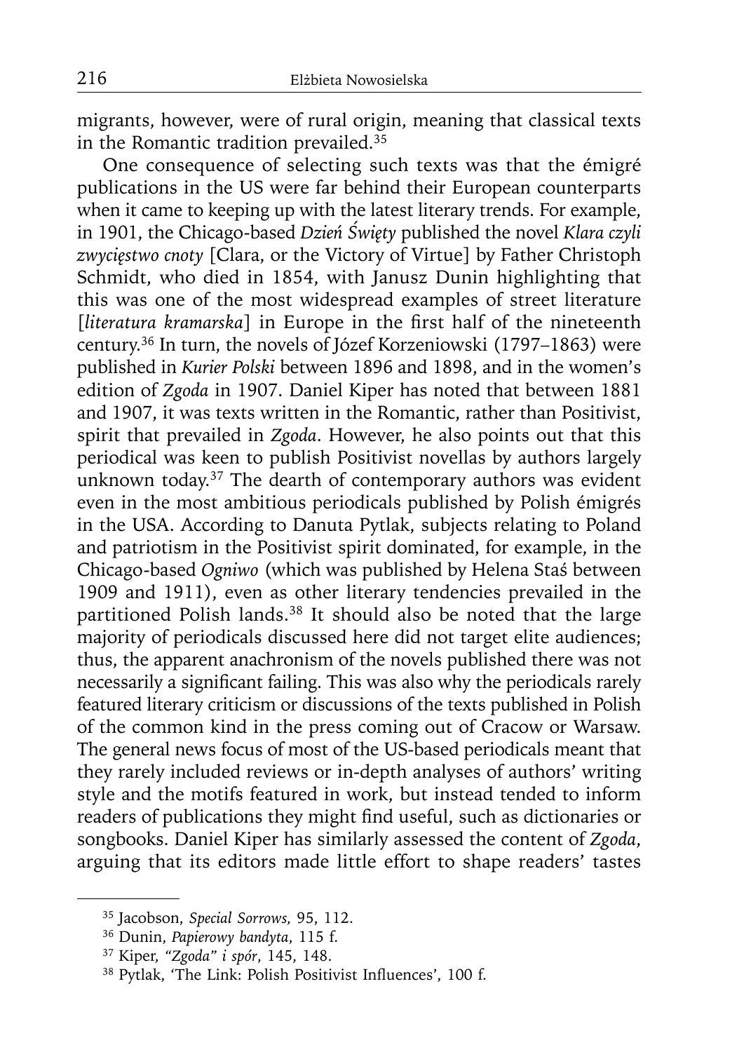migrants, however, were of rural origin, meaning that classical texts in the Romantic tradition prevailed.[35]

One consequence of selecting such texts was that the émigré publications in the US were far behind their European counterparts when it came to keeping up with the latest literary trends. For example, in 1901, the Chicago-based *Dzień Święty* published the novel *Klara czyli zwycięstwo cnoty* [Clara, or the Victory of Virtue] by Father Christoph Schmidt, who died in 1854, with Janusz Dunin highlighting that this was one of the most widespread examples of street literature [*literatura kramarska*] in Europe in the first half of the nineteenth century.[36] In turn, the novels of Józef Korzeniowski (1797–1863) were published in *Kurier Polski* between 1896 and 1898, and in the women's edition of *Zgoda* in 1907. Daniel Kiper has noted that between 1881 and 1907, it was texts written in the Romantic, rather than Positivist, spirit that prevailed in *Zgoda*. However, he also points out that this periodical was keen to publish Positivist novellas by authors largely unknown today.[37] The dearth of contemporary authors was evident even in the most ambitious periodicals published by Polish émigrés in the USA. According to Danuta Pytlak, subjects relating to Poland and patriotism in the Positivist spirit dominated, for example, in the Chicago-based *Ogniwo* (which was published by Helena Staś between 1909 and 1911), even as other literary tendencies prevailed in the partitioned Polish lands.[38] It should also be noted that the large majority of periodicals discussed here did not target elite audiences; thus, the apparent anachronism of the novels published there was not necessarily a significant failing. This was also why the periodicals rarely featured literary criticism or discussions of the texts published in Polish of the common kind in the press coming out of Cracow or Warsaw. The general news focus of most of the US-based periodicals meant that they rarely included reviews or in-depth analyses of authors' writing style and the motifs featured in work, but instead tended to inform readers of publications they might find useful, such as dictionaries or songbooks. Daniel Kiper has similarly assessed the content of *Zgoda*, arguing that its editors made little effort to shape readers' tastes

---

[35] Jacobson, *Special Sorrows,* 95, 112.

[36] Dunin, *Papierowy bandyta*, 115 f.

[37] Kiper, *"Zgoda" i spór*, 145, 148.

[38] Pytlak, 'The Link: Polish Positivist Influences', 100 f.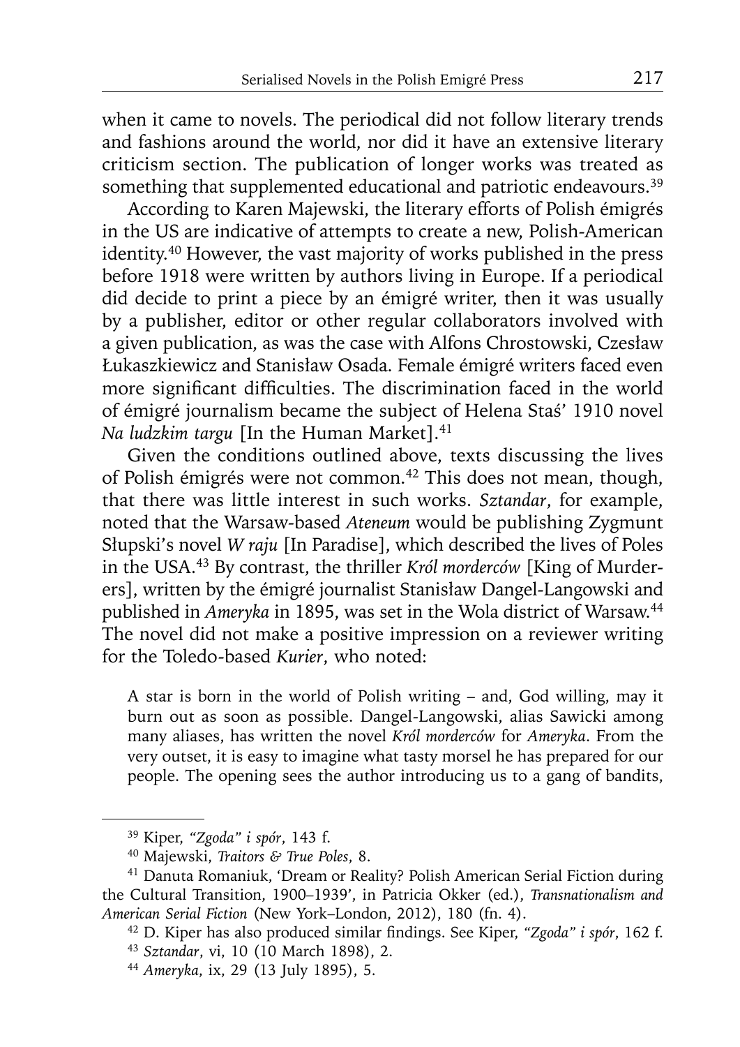when it came to novels. The periodical did not follow literary trends and fashions around the world, nor did it have an extensive literary criticism section. The publication of longer works was treated as something that supplemented educational and patriotic endeavours.[39]

According to Karen Majewski, the literary efforts of Polish émigrés in the US are indicative of attempts to create a new, Polish-American identity.[40] However, the vast majority of works published in the press before 1918 were written by authors living in Europe. If a periodical did decide to print a piece by an émigré writer, then it was usually by a publisher, editor or other regular collaborators involved with a given publication, as was the case with Alfons Chrostowski, Czesław Łukaszkiewicz and Stanisław Osada. Female émigré writers faced even more significant difficulties. The discrimination faced in the world of émigré journalism became the subject of Helena Staś' 1910 novel *Na ludzkim targu* [In the Human Market].[41]

Given the conditions outlined above, texts discussing the lives of Polish émigrés were not common.[42] This does not mean, though, that there was little interest in such works. *Sztandar*, for example, noted that the Warsaw-based *Ateneum* would be publishing Zygmunt Słupski's novel *W raju* [In Paradise], which described the lives of Poles in the USA.[43] By contrast, the thriller *Król morderców* [King of Murderers], written by the émigré journalist Stanisław Dangel-Langowski and published in *Ameryka* in 1895, was set in the Wola district of Warsaw.[44] The novel did not make a positive impression on a reviewer writing for the Toledo-based *Kurier*, who noted:

> A star is born in the world of Polish writing – and, God willing, may it burn out as soon as possible. Dangel-Langowski, alias Sawicki among many aliases, has written the novel *Król morderców* for *Ameryka*. From the very outset, it is easy to imagine what tasty morsel he has prepared for our people. The opening sees the author introducing us to a gang of bandits,

---

[39] Kiper, *"Zgoda" i spór*, 143 f.

[40] Majewski, *Traitors & True Poles*, 8.

[41] Danuta Romaniuk, 'Dream or Reality? Polish American Serial Fiction during the Cultural Transition, 1900–1939', in Patricia Okker (ed.), *Transnationalism and American Serial Fiction* (New York–London, 2012), 180 (fn. 4).

[42] D. Kiper has also produced similar findings. See Kiper, *"Zgoda" i spór*, 162 f.

[43] *Sztandar*, vi, 10 (10 March 1898), 2.

[44] *Ameryka*, ix, 29 (13 July 1895), 5.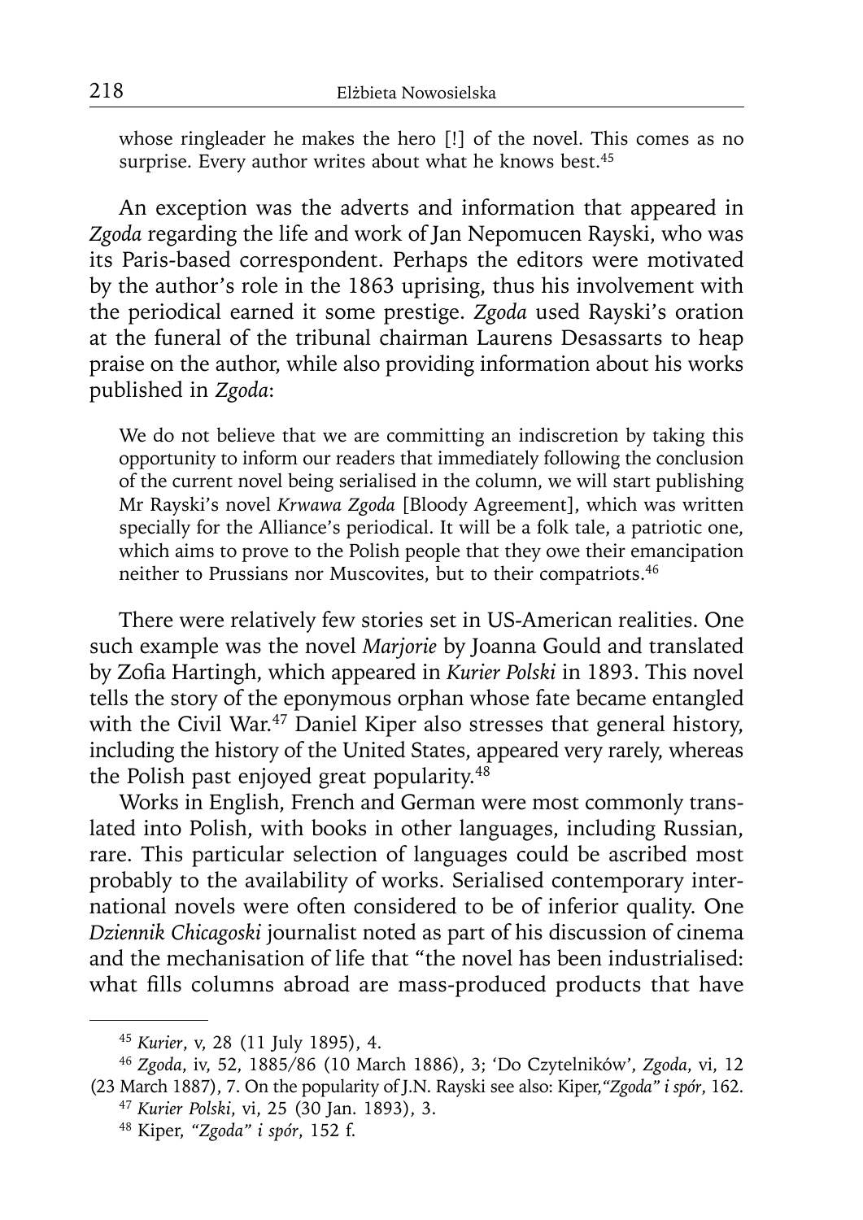whose ringleader he makes the hero [!] of the novel. This comes as no surprise. Every author writes about what he knows best.[45]

An exception was the adverts and information that appeared in *Zgoda* regarding the life and work of Jan Nepomucen Rayski, who was its Paris-based correspondent. Perhaps the editors were motivated by the author's role in the 1863 uprising, thus his involvement with the periodical earned it some prestige. *Zgoda* used Rayski's oration at the funeral of the tribunal chairman Laurens Desassarts to heap praise on the author, while also providing information about his works published in *Zgoda*:

> We do not believe that we are committing an indiscretion by taking this opportunity to inform our readers that immediately following the conclusion of the current novel being serialised in the column, we will start publishing Mr Rayski's novel *Krwawa Zgoda* [Bloody Agreement], which was written specially for the Alliance's periodical. It will be a folk tale, a patriotic one, which aims to prove to the Polish people that they owe their emancipation neither to Prussians nor Muscovites, but to their compatriots.[46]

There were relatively few stories set in US-American realities. One such example was the novel *Marjorie* by Joanna Gould and translated by Zofia Hartingh, which appeared in *Kurier Polski* in 1893. This novel tells the story of the eponymous orphan whose fate became entangled with the Civil War.[47] Daniel Kiper also stresses that general history, including the history of the United States, appeared very rarely, whereas the Polish past enjoyed great popularity.[48]

Works in English, French and German were most commonly translated into Polish, with books in other languages, including Russian, rare. This particular selection of languages could be ascribed most probably to the availability of works. Serialised contemporary international novels were often considered to be of inferior quality. One *Dziennik Chicagoski* journalist noted as part of his discussion of cinema and the mechanisation of life that "the novel has been industrialised: what fills columns abroad are mass-produced products that have

---

[45] *Kurier*, v, 28 (11 July 1895), 4.

[46] *Zgoda*, iv, 52, 1885/86 (10 March 1886), 3; 'Do Czytelników', *Zgoda*, vi, 12 (23 March 1887), 7. On the popularity of J.N. Rayski see also: Kiper, *"Zgoda" i spór*, 162.

[47] *Kurier Polski*, vi, 25 (30 Jan. 1893), 3.

[48] Kiper, *"Zgoda" i spór*, 152 f.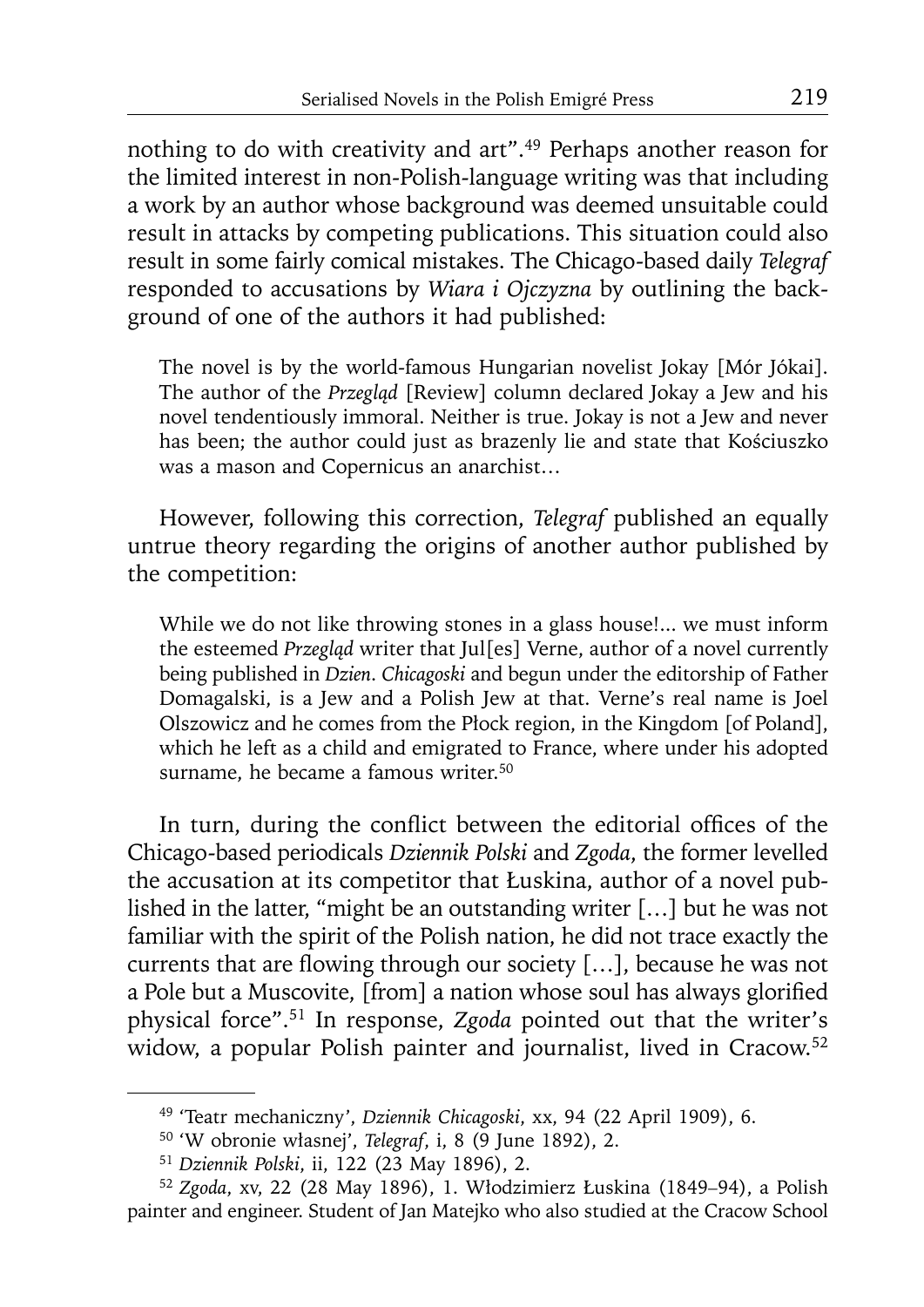nothing to do with creativity and art".[49] Perhaps another reason for the limited interest in non-Polish-language writing was that including a work by an author whose background was deemed unsuitable could result in attacks by competing publications. This situation could also result in some fairly comical mistakes. The Chicago-based daily *Telegraf* responded to accusations by *Wiara i Ojczyzna* by outlining the background of one of the authors it had published:

> The novel is by the world-famous Hungarian novelist Jokay [Mór Jókai]. The author of the *Przegląd* [Review] column declared Jokay a Jew and his novel tendentiously immoral. Neither is true. Jokay is not a Jew and never has been; the author could just as brazenly lie and state that Kościuszko was a mason and Copernicus an anarchist…

However, following this correction, *Telegraf* published an equally untrue theory regarding the origins of another author published by the competition:

> While we do not like throwing stones in a glass house!... we must inform the esteemed *Przegląd* writer that Jul[es] Verne, author of a novel currently being published in *Dzien. Chicagoski* and begun under the editorship of Father Domagalski, is a Jew and a Polish Jew at that. Verne's real name is Joel Olszowicz and he comes from the Płock region, in the Kingdom [of Poland], which he left as a child and emigrated to France, where under his adopted surname, he became a famous writer.[50]

In turn, during the conflict between the editorial offices of the Chicago-based periodicals *Dziennik Polski* and *Zgoda*, the former levelled the accusation at its competitor that Łuskina, author of a novel published in the latter, "might be an outstanding writer […] but he was not familiar with the spirit of the Polish nation, he did not trace exactly the currents that are flowing through our society […], because he was not a Pole but a Muscovite, [from] a nation whose soul has always glorified physical force".[51] In response, *Zgoda* pointed out that the writer's widow, a popular Polish painter and journalist, lived in Cracow.[52]

---

[49] 'Teatr mechaniczny', *Dziennik Chicagoski*, xx, 94 (22 April 1909), 6.

[50] 'W obronie własnej', *Telegraf*, i, 8 (9 June 1892), 2.

[51] *Dziennik Polski*, ii, 122 (23 May 1896), 2.

[52] *Zgoda*, xv, 22 (28 May 1896), 1. Włodzimierz Łuskina (1849–94), a Polish painter and engineer. Student of Jan Matejko who also studied at the Cracow School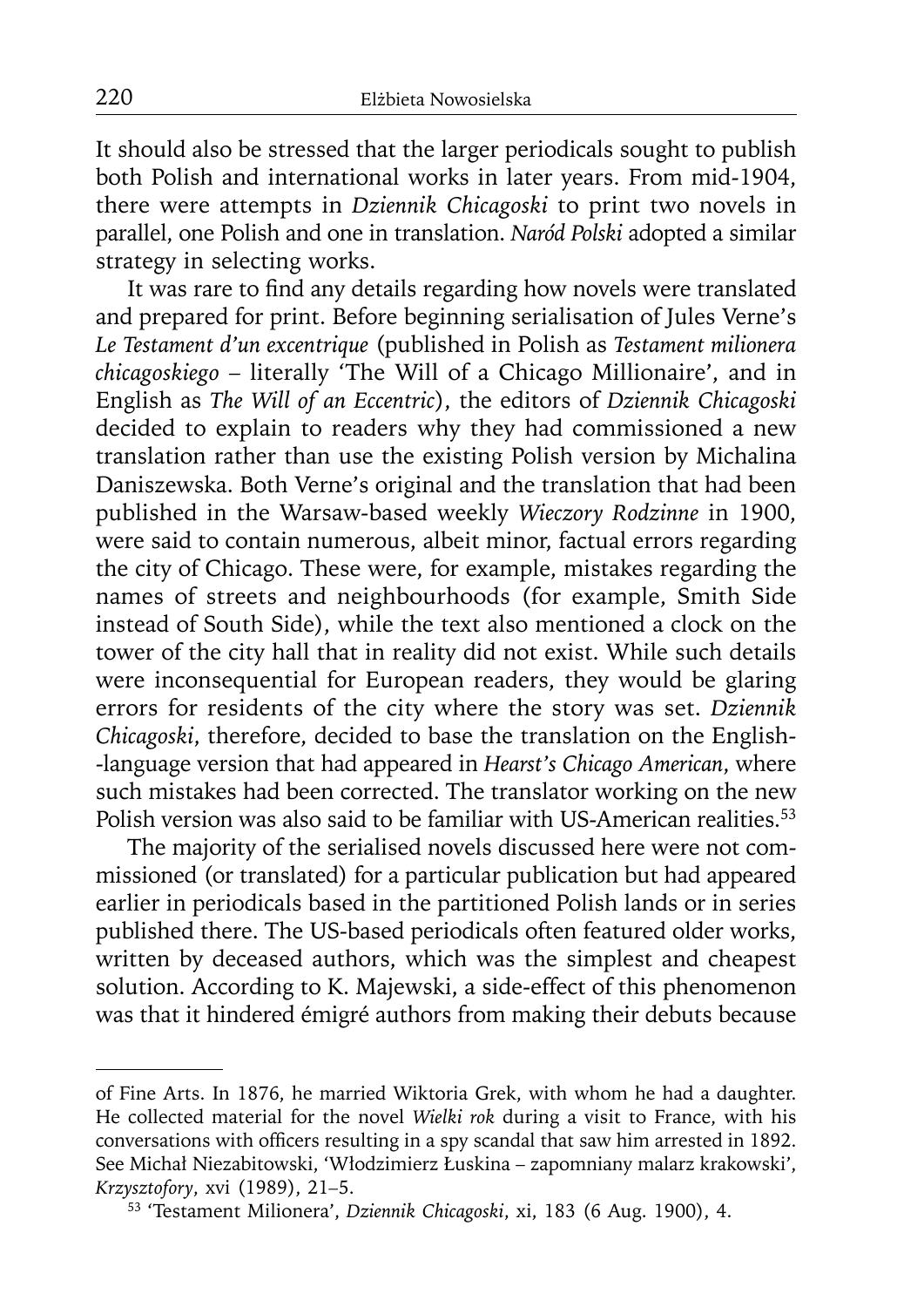It should also be stressed that the larger periodicals sought to publish both Polish and international works in later years. From mid-1904, there were attempts in *Dziennik Chicagoski* to print two novels in parallel, one Polish and one in translation. *Naród Polski* adopted a similar strategy in selecting works.

It was rare to find any details regarding how novels were translated and prepared for print. Before beginning serialisation of Jules Verne's *Le Testament d'un excentrique* (published in Polish as *Testament milionera chicagoskiego* – literally 'The Will of a Chicago Millionaire', and in English as *The Will of an Eccentric*), the editors of *Dziennik Chicagoski* decided to explain to readers why they had commissioned a new translation rather than use the existing Polish version by Michalina Daniszewska. Both Verne's original and the translation that had been published in the Warsaw-based weekly *Wieczory Rodzinne* in 1900, were said to contain numerous, albeit minor, factual errors regarding the city of Chicago. These were, for example, mistakes regarding the names of streets and neighbourhoods (for example, Smith Side instead of South Side), while the text also mentioned a clock on the tower of the city hall that in reality did not exist. While such details were inconsequential for European readers, they would be glaring errors for residents of the city where the story was set. *Dziennik Chicagoski*, therefore, decided to base the translation on the English-language version that had appeared in *Hearst's Chicago American*, where such mistakes had been corrected. The translator working on the new Polish version was also said to be familiar with US-American realities.[53]

The majority of the serialised novels discussed here were not commissioned (or translated) for a particular publication but had appeared earlier in periodicals based in the partitioned Polish lands or in series published there. The US-based periodicals often featured older works, written by deceased authors, which was the simplest and cheapest solution. According to K. Majewski, a side-effect of this phenomenon was that it hindered émigré authors from making their debuts because

---

of Fine Arts. In 1876, he married Wiktoria Grek, with whom he had a daughter. He collected material for the novel *Wielki rok* during a visit to France, with his conversations with officers resulting in a spy scandal that saw him arrested in 1892. See Michał Niezabitowski, 'Włodzimierz Łuskina – zapomniany malarz krakowski', *Krzysztofory*, xvi (1989), 21–5.

[53] 'Testament Milionera', *Dziennik Chicagoski*, xi, 183 (6 Aug. 1900), 4.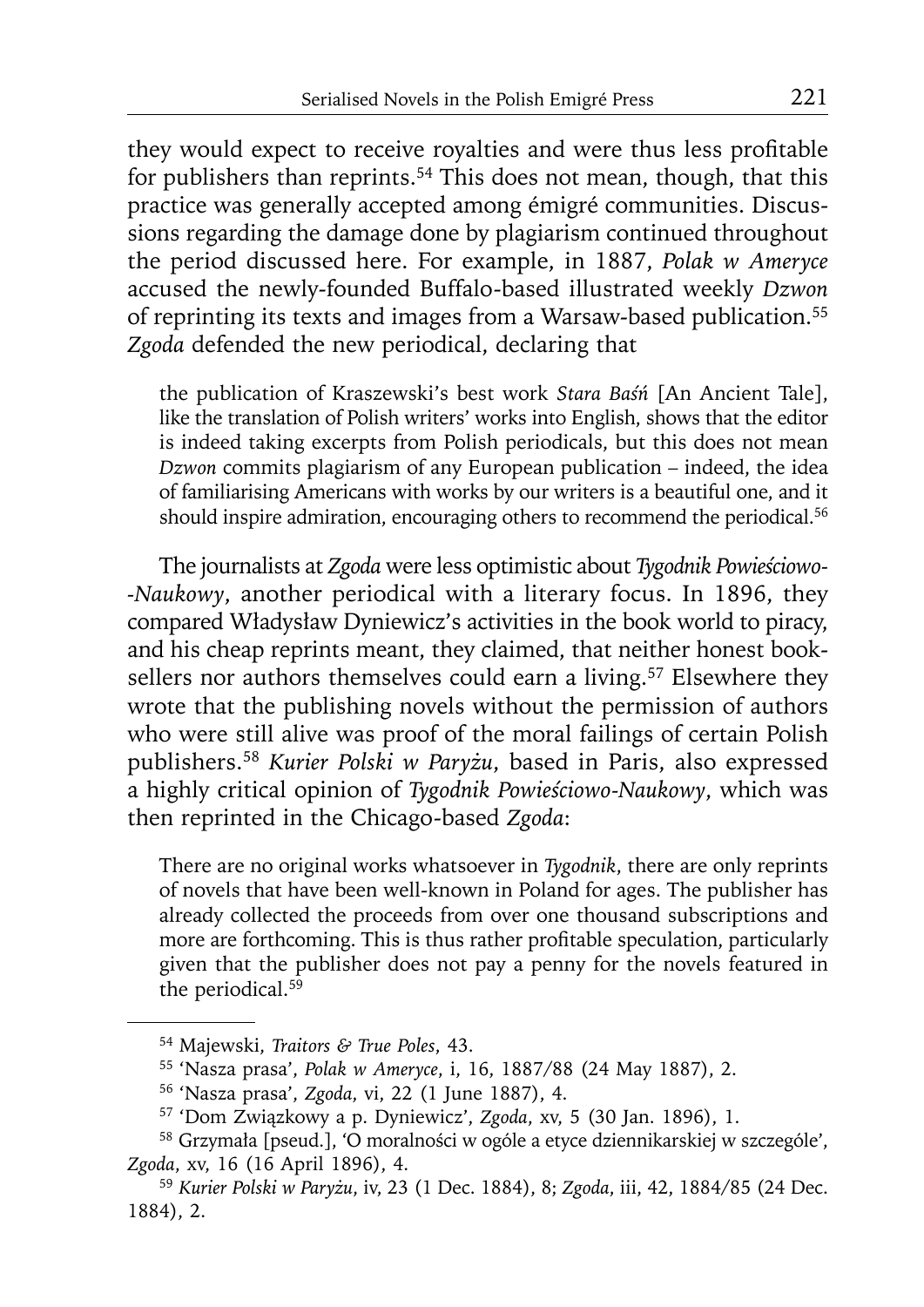they would expect to receive royalties and were thus less profitable for publishers than reprints.[54] This does not mean, though, that this practice was generally accepted among émigré communities. Discussions regarding the damage done by plagiarism continued throughout the period discussed here. For example, in 1887, *Polak w Ameryce* accused the newly-founded Buffalo-based illustrated weekly *Dzwon* of reprinting its texts and images from a Warsaw-based publication.[55] *Zgoda* defended the new periodical, declaring that

> the publication of Kraszewski's best work *Stara Baśń* [An Ancient Tale], like the translation of Polish writers' works into English, shows that the editor is indeed taking excerpts from Polish periodicals, but this does not mean *Dzwon* commits plagiarism of any European publication – indeed, the idea of familiarising Americans with works by our writers is a beautiful one, and it should inspire admiration, encouraging others to recommend the periodical.[56]

The journalists at *Zgoda* were less optimistic about *Tygodnik Powieściowo-Naukowy*, another periodical with a literary focus. In 1896, they compared Władysław Dyniewicz's activities in the book world to piracy, and his cheap reprints meant, they claimed, that neither honest booksellers nor authors themselves could earn a living.[57] Elsewhere they wrote that the publishing novels without the permission of authors who were still alive was proof of the moral failings of certain Polish publishers.[58] *Kurier Polski w Paryżu*, based in Paris, also expressed a highly critical opinion of *Tygodnik Powieściowo-Naukowy*, which was then reprinted in the Chicago-based *Zgoda*:

> There are no original works whatsoever in *Tygodnik*, there are only reprints of novels that have been well-known in Poland for ages. The publisher has already collected the proceeds from over one thousand subscriptions and more are forthcoming. This is thus rather profitable speculation, particularly given that the publisher does not pay a penny for the novels featured in the periodical.[59]

---

[54] Majewski, *Traitors & True Poles*, 43.

[55] 'Nasza prasa', *Polak w Ameryce*, i, 16, 1887/88 (24 May 1887), 2.

[56] 'Nasza prasa', *Zgoda*, vi, 22 (1 June 1887), 4.

[57] 'Dom Związkowy a p. Dyniewicz', *Zgoda*, xv, 5 (30 Jan. 1896), 1.

[58] Grzymała [pseud.], 'O moralności w ogóle a etyce dziennikarskiej w szczególe', *Zgoda*, xv, 16 (16 April 1896), 4.

[59] *Kurier Polski w Paryżu*, iv, 23 (1 Dec. 1884), 8; *Zgoda*, iii, 42, 1884/85 (24 Dec. 1884), 2.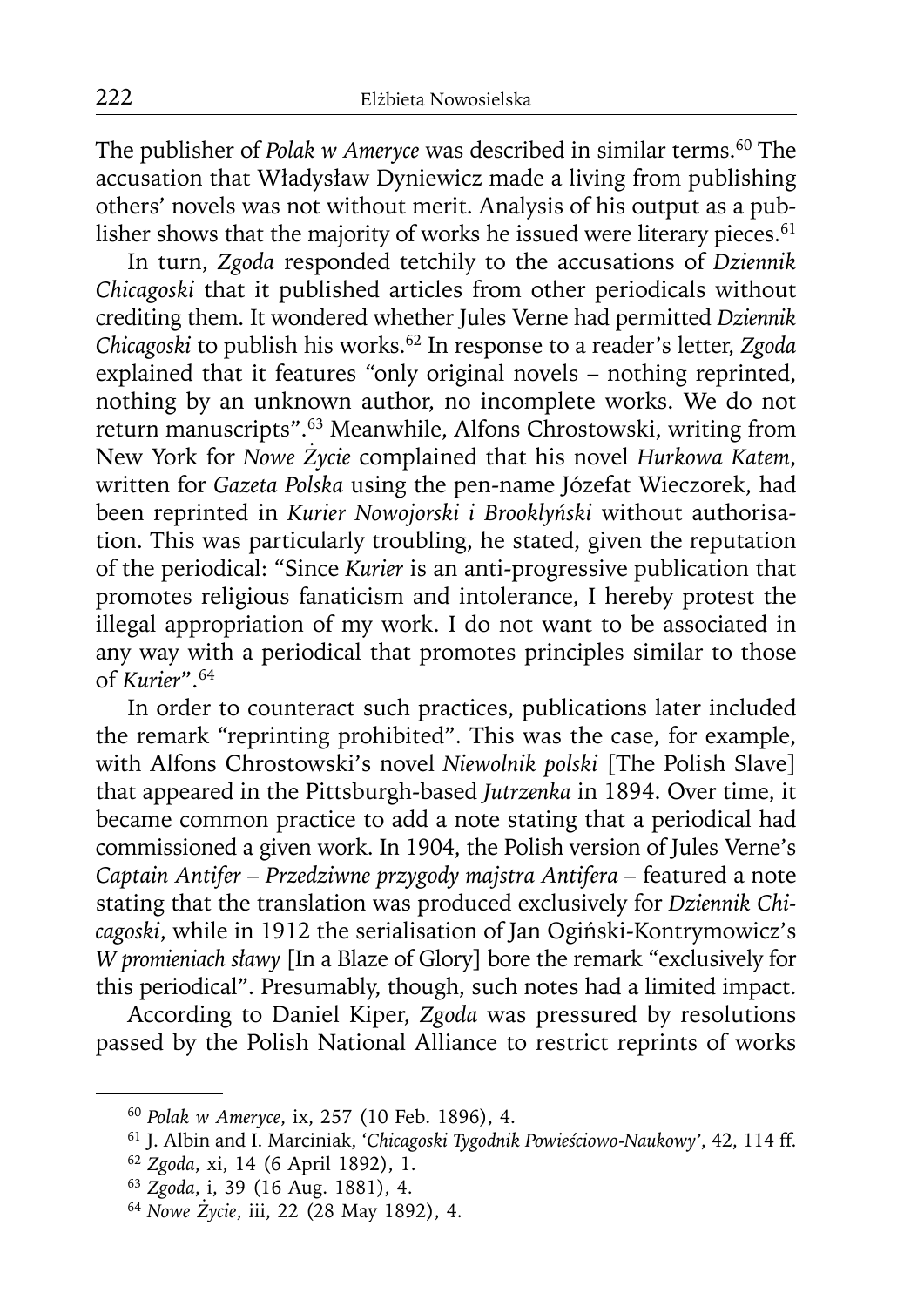The publisher of *Polak w Ameryce* was described in similar terms.[60] The accusation that Władysław Dyniewicz made a living from publishing others' novels was not without merit. Analysis of his output as a publisher shows that the majority of works he issued were literary pieces.[61]

In turn, *Zgoda* responded tetchily to the accusations of *Dziennik Chicagoski* that it published articles from other periodicals without crediting them. It wondered whether Jules Verne had permitted *Dziennik Chicagoski* to publish his works.[62] In response to a reader's letter, *Zgoda* explained that it features "only original novels – nothing reprinted, nothing by an unknown author, no incomplete works. We do not return manuscripts".[63] Meanwhile, Alfons Chrostowski, writing from New York for *Nowe Życie* complained that his novel *Hurkowa Katem*, written for *Gazeta Polska* using the pen-name Józefat Wieczorek, had been reprinted in *Kurier Nowojorski i Brookliński* without authorisation. This was particularly troubling, he stated, given the reputation of the periodical: "Since *Kurier* is an anti-progressive publication that promotes religious fanaticism and intolerance, I hereby protest the illegal appropriation of my work. I do not want to be associated in any way with a periodical that promotes principles similar to those of *Kurier*".[64]

In order to counteract such practices, publications later included the remark "reprinting prohibited". This was the case, for example, with Alfons Chrostowski's novel *Niewolnik polski* [The Polish Slave] that appeared in the Pittsburgh-based *Jutrzenka* in 1894. Over time, it became common practice to add a note stating that a periodical had commissioned a given work. In 1904, the Polish version of Jules Verne's *Captain Antifer* – *Przedziwne przygody majstra Antifera* – featured a note stating that the translation was produced exclusively for *Dziennik Chicagoski*, while in 1912 the serialisation of Jan Ogiński-Kontrymowicz's *W promieniach sławy* [In a Blaze of Glory] bore the remark "exclusively for this periodical". Presumably, though, such notes had a limited impact.

According to Daniel Kiper, *Zgoda* was pressured by resolutions passed by the Polish National Alliance to restrict reprints of works

---

[60] *Polak w Ameryce*, ix, 257 (10 Feb. 1896), 4.

[61] J. Albin and I. Marciniak, '*Chicagoski Tygodnik Powieściowo-Naukowy*', 42, 114 ff.

[62] *Zgoda*, xi, 14 (6 April 1892), 1.

[63] *Zgoda*, i, 39 (16 Aug. 1881), 4.

[64] *Nowe Życie*, iii, 22 (28 May 1892), 4.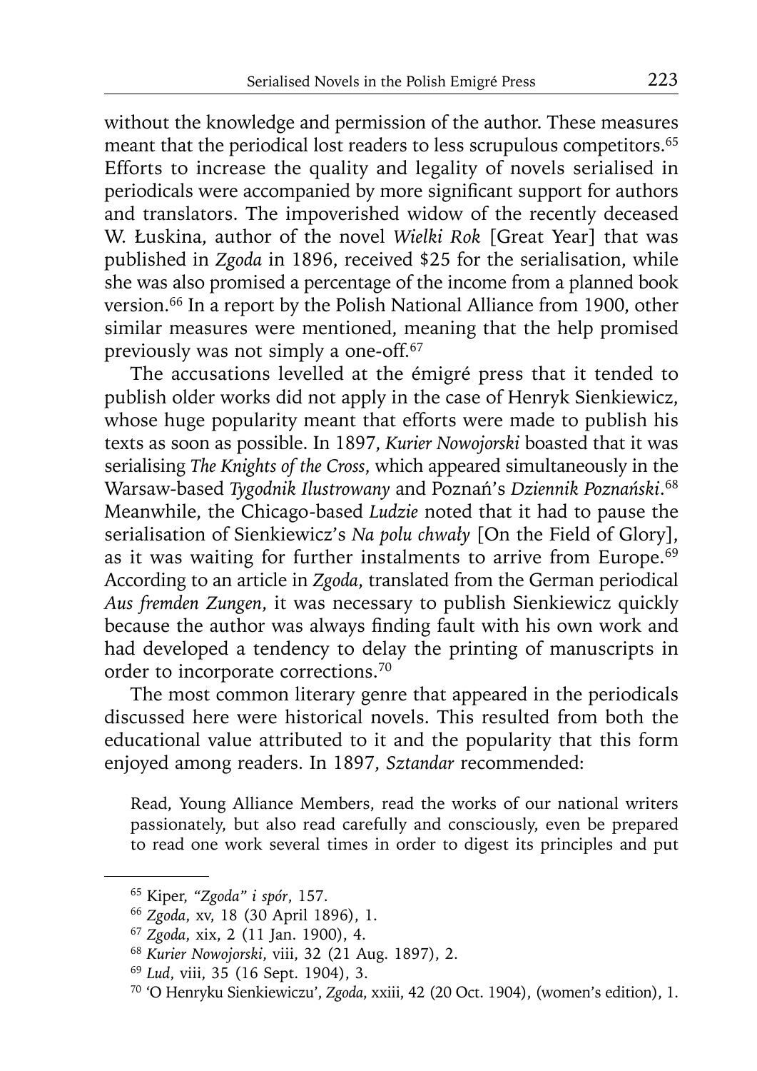without the knowledge and permission of the author. These measures meant that the periodical lost readers to less scrupulous competitors.[65] Efforts to increase the quality and legality of novels serialised in periodicals were accompanied by more significant support for authors and translators. The impoverished widow of the recently deceased W. Łuskina, author of the novel *Wielki Rok* [Great Year] that was published in *Zgoda* in 1896, received $25 for the serialisation, while she was also promised a percentage of the income from a planned book version.[66] In a report by the Polish National Alliance from 1900, other similar measures were mentioned, meaning that the help promised previously was not simply a one-off.[67]

The accusations levelled at the émigré press that it tended to publish older works did not apply in the case of Henryk Sienkiewicz, whose huge popularity meant that efforts were made to publish his texts as soon as possible. In 1897, *Kurier Nowojorski* boasted that it was serialising *The Knights of the Cross*, which appeared simultaneously in the Warsaw-based *Tygodnik Ilustrowany* and Poznań's *Dziennik Poznański*.[68] Meanwhile, the Chicago-based *Ludzie* noted that it had to pause the serialisation of Sienkiewicz's *Na polu chwały* [On the Field of Glory], as it was waiting for further instalments to arrive from Europe.[69] According to an article in *Zgoda*, translated from the German periodical *Aus fremden Zungen*, it was necessary to publish Sienkiewicz quickly because the author was always finding fault with his own work and had developed a tendency to delay the printing of manuscripts in order to incorporate corrections.[70]

The most common literary genre that appeared in the periodicals discussed here were historical novels. This resulted from both the educational value attributed to it and the popularity that this form enjoyed among readers. In 1897, *Sztandar* recommended:

> Read, Young Alliance Members, read the works of our national writers passionately, but also read carefully and consciously, even be prepared to read one work several times in order to digest its principles and put

---

[65] Kiper, *"Zgoda" i spór*, 157.

[66] *Zgoda*, xv, 18 (30 April 1896), 1.

[67] *Zgoda*, xix, 2 (11 Jan. 1900), 4.

[68] *Kurier Nowojorski*, viii, 32 (21 Aug. 1897), 2.

[69] *Lud*, viii, 35 (16 Sept. 1904), 3.

[70] 'O Henryku Sienkiewiczu', *Zgoda*, xxiii, 42 (20 Oct. 1904), (women's edition), 1.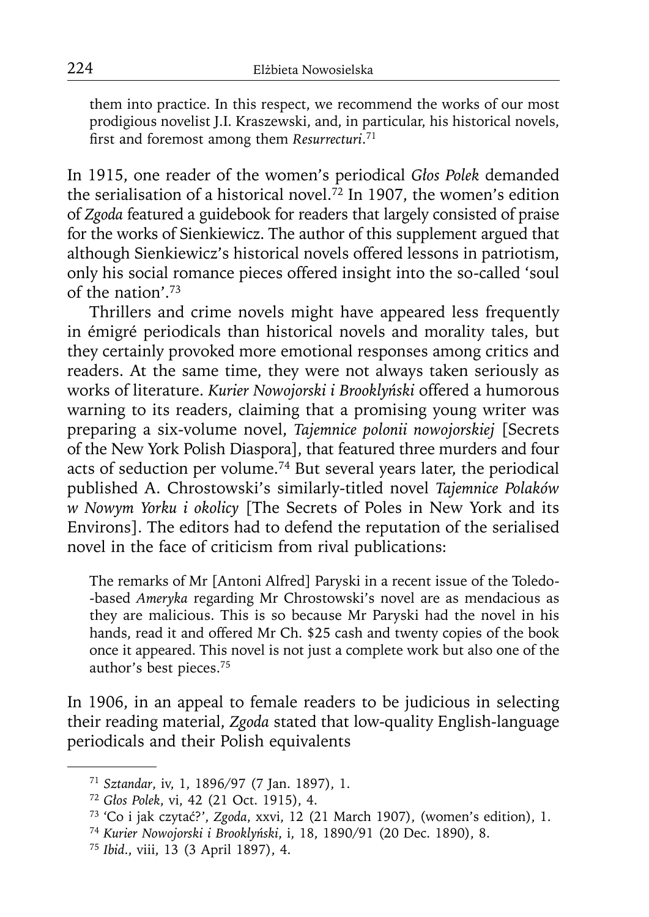> them into practice. In this respect, we recommend the works of our most prodigious novelist J.I. Kraszewski, and, in particular, his historical novels, first and foremost among them *Resurrecturi*.[71]

In 1915, one reader of the women's periodical *Głos Polek* demanded the serialisation of a historical novel.[72] In 1907, the women's edition of *Zgoda* featured a guidebook for readers that largely consisted of praise for the works of Sienkiewicz. The author of this supplement argued that although Sienkiewicz's historical novels offered lessons in patriotism, only his social romance pieces offered insight into the so-called 'soul of the nation'.[73]

Thrillers and crime novels might have appeared less frequently in émigré periodicals than historical novels and morality tales, but they certainly provoked more emotional responses among critics and readers. At the same time, they were not always taken seriously as works of literature. *Kurier Nowojorski i Brooklyński* offered a humorous warning to its readers, claiming that a promising young writer was preparing a six-volume novel, *Tajemnice polonii nowojorskiej* [Secrets of the New York Polish Diaspora], that featured three murders and four acts of seduction per volume.[74] But several years later, the periodical published A. Chrostowski's similarly-titled novel *Tajemnice Polaków w Nowym Yorku i okolicy* [The Secrets of Poles in New York and its Environs]. The editors had to defend the reputation of the serialised novel in the face of criticism from rival publications:

> The remarks of Mr [Antoni Alfred] Paryski in a recent issue of the Toledo-based *Ameryka* regarding Mr Chrostowski's novel are as mendacious as they are malicious. This is so because Mr Paryski had the novel in his hands, read it and offered Mr Ch. $25 cash and twenty copies of the book once it appeared. This novel is not just a complete work but also one of the author's best pieces.[75]

In 1906, in an appeal to female readers to be judicious in selecting their reading material, *Zgoda* stated that low-quality English-language periodicals and their Polish equivalents

---

[71] *Sztandar*, iv, 1, 1896/97 (7 Jan. 1897), 1.

[72] *Głos Polek*, vi, 42 (21 Oct. 1915), 4.

[73] 'Co i jak czytać?', *Zgoda*, xxvi, 12 (21 March 1907), (women's edition), 1.

[74] *Kurier Nowojorski i Brooklyński*, i, 18, 1890/91 (20 Dec. 1890), 8.

[75] *Ibid*., viii, 13 (3 April 1897), 4.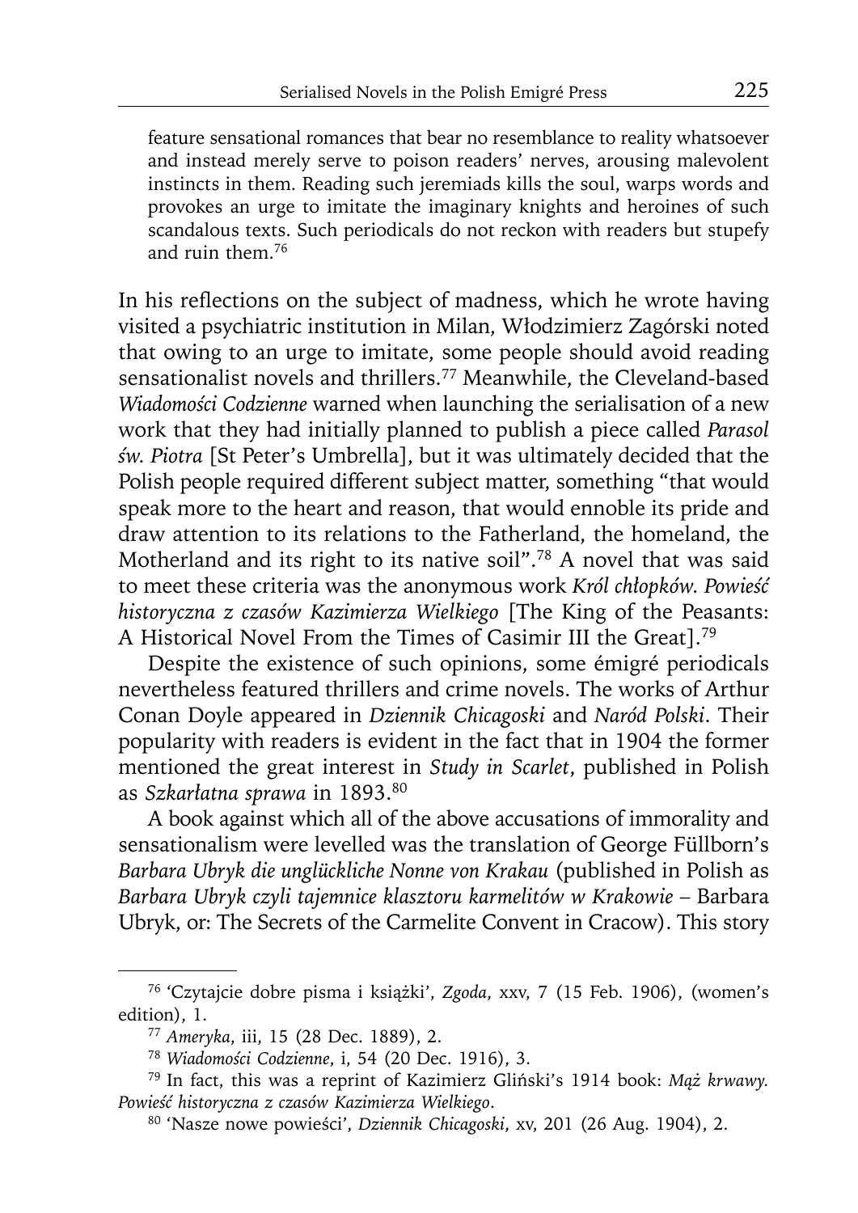> feature sensational romances that bear no resemblance to reality whatsoever and instead merely serve to poison readers' nerves, arousing malevolent instincts in them. Reading such jeremiads kills the soul, warps words and provokes an urge to imitate the imaginary knights and heroines of such scandalous texts. Such periodicals do not reckon with readers but stupefy and ruin them.[76]

In his reflections on the subject of madness, which he wrote having visited a psychiatric institution in Milan, Włodzimierz Zagórski noted that owing to an urge to imitate, some people should avoid reading sensationalist novels and thrillers.[77] Meanwhile, the Cleveland-based *Wiadomości Codzienne* warned when launching the serialisation of a new work that they had initially planned to publish a piece called *Parasol św. Piotra* [St Peter's Umbrella], but it was ultimately decided that the Polish people required different subject matter, something "that would speak more to the heart and reason, that would ennoble its pride and draw attention to its relations to the Fatherland, the homeland, the Motherland and its right to its native soil".[78] A novel that was said to meet these criteria was the anonymous work *Król chłopków. Powieść historyczna z czasów Kazimierza Wielkiego* [The King of the Peasants: A Historical Novel From the Times of Casimir III the Great].[79]

Despite the existence of such opinions, some émigré periodicals nevertheless featured thrillers and crime novels. The works of Arthur Conan Doyle appeared in *Dziennik Chicagoski* and *Naród Polski*. Their popularity with readers is evident in the fact that in 1904 the former mentioned the great interest in *Study in Scarlet*, published in Polish as *Szkarłatna sprawa* in 1893.[80]

A book against which all of the above accusations of immorality and sensationalism were levelled was the translation of George Füllborn's *Barbara Ubryk die unglückliche Nonne von Krakau* (published in Polish as *Barbara Ubryk czyli tajemnice klasztoru karmelitów w Krakowie* – Barbara Ubryk, or: The Secrets of the Carmelite Convent in Cracow). This story

---

[76] 'Czytajcie dobre pisma i książki', *Zgoda*, xxv, 7 (15 Feb. 1906), (women's edition), 1.

[77] *Ameryka*, iii, 15 (28 Dec. 1889), 2.

[78] *Wiadomości Codzienne*, i, 54 (20 Dec. 1916), 3.

[79] In fact, this was a reprint of Kazimierz Gliński's 1914 book: *Mąż krwawy. Powieść historyczna z czasów Kazimierza Wielkiego*.

[80] 'Nasze nowe powieści', *Dziennik Chicagoski*, xv, 201 (26 Aug. 1904), 2.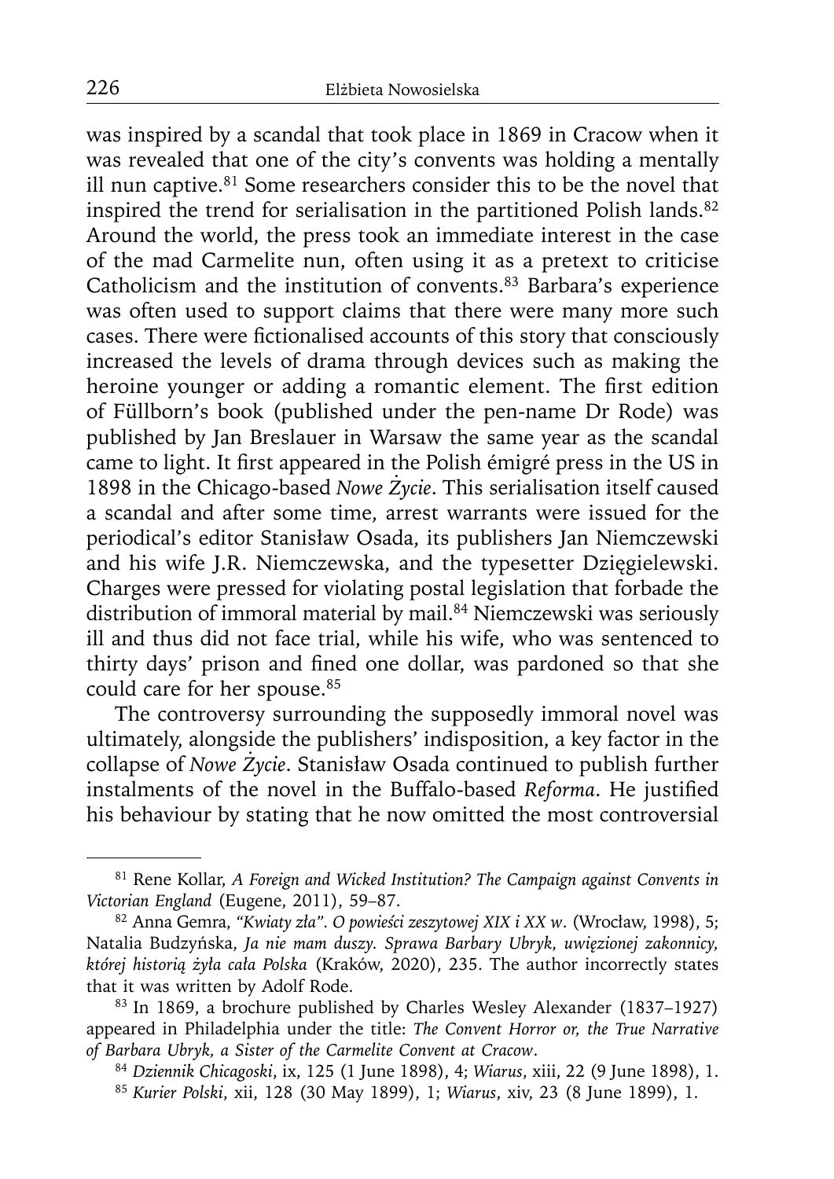was inspired by a scandal that took place in 1869 in Cracow when it was revealed that one of the city's convents was holding a mentally ill nun captive.[81] Some researchers consider this to be the novel that inspired the trend for serialisation in the partitioned Polish lands.[82] Around the world, the press took an immediate interest in the case of the mad Carmelite nun, often using it as a pretext to criticise Catholicism and the institution of convents.[83] Barbara's experience was often used to support claims that there were many more such cases. There were fictionalised accounts of this story that consciously increased the levels of drama through devices such as making the heroine younger or adding a romantic element. The first edition of Füllborn's book (published under the pen-name Dr Rode) was published by Jan Breslauer in Warsaw the same year as the scandal came to light. It first appeared in the Polish émigré press in the US in 1898 in the Chicago-based *Nowe Życie*. This serialisation itself caused a scandal and after some time, arrest warrants were issued for the periodical's editor Stanisław Osada, its publishers Jan Niemczewski and his wife J.R. Niemczewska, and the typesetter Dzięgielewski. Charges were pressed for violating postal legislation that forbade the distribution of immoral material by mail.[84] Niemczewski was seriously ill and thus did not face trial, while his wife, who was sentenced to thirty days' prison and fined one dollar, was pardoned so that she could care for her spouse.[85]

The controversy surrounding the supposedly immoral novel was ultimately, alongside the publishers' indisposition, a key factor in the collapse of *Nowe Życie*. Stanisław Osada continued to publish further instalments of the novel in the Buffalo-based *Reforma*. He justified his behaviour by stating that he now omitted the most controversial

---

[81] Rene Kollar, *A Foreign and Wicked Institution? The Campaign against Convents in Victorian England* (Eugene, 2011), 59–87.

[82] Anna Gemra, *"Kwiaty zła". O powieści zeszytowej XIX i XX w*. (Wrocław, 1998), 5; Natalia Budzyńska, *Ja nie mam duszy. Sprawa Barbary Ubryk, uwięzionej zakonnicy, której historią żyła cała Polska* (Kraków, 2020), 235. The author incorrectly states that it was written by Adolf Rode.

[83] In 1869, a brochure published by Charles Wesley Alexander (1837–1927) appeared in Philadelphia under the title: *The Convent Horror or, the True Narrative of Barbara Ubryk, a Sister of the Carmelite Convent at Cracow*.

[84] *Dziennik Chicagoski*, ix, 125 (1 June 1898), 4; *Wiarus*, xiii, 22 (9 June 1898), 1.

[85] *Kurier Polski*, xii, 128 (30 May 1899), 1; *Wiarus*, xiv, 23 (8 June 1899), 1.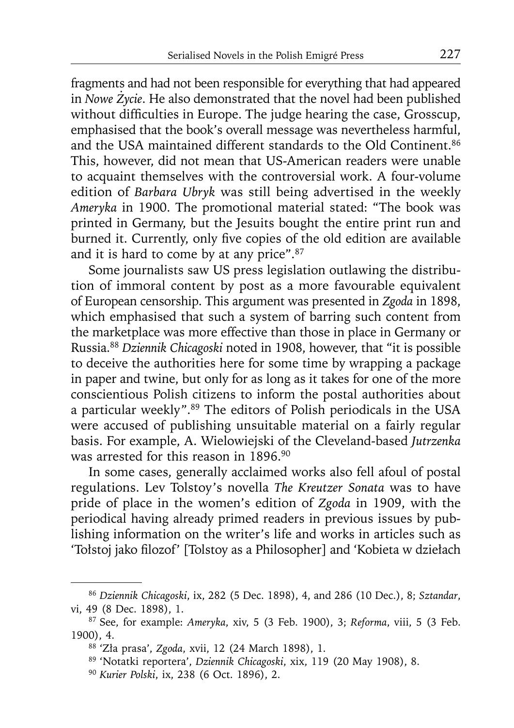fragments and had not been responsible for everything that had appeared in *Nowe Życie*. He also demonstrated that the novel had been published without difficulties in Europe. The judge hearing the case, Grosscup, emphasised that the book's overall message was nevertheless harmful, and the USA maintained different standards to the Old Continent.[86] This, however, did not mean that US-American readers were unable to acquaint themselves with the controversial work. A four-volume edition of *Barbara Ubryk* was still being advertised in the weekly *Ameryka* in 1900. The promotional material stated: "The book was printed in Germany, but the Jesuits bought the entire print run and burned it. Currently, only five copies of the old edition are available and it is hard to come by at any price".[87]

Some journalists saw US press legislation outlawing the distribution of immoral content by post as a more favourable equivalent of European censorship. This argument was presented in *Zgoda* in 1898, which emphasised that such a system of barring such content from the marketplace was more effective than those in place in Germany or Russia.[88] *Dziennik Chicagoski* noted in 1908, however, that "it is possible to deceive the authorities here for some time by wrapping a package in paper and twine, but only for as long as it takes for one of the more conscientious Polish citizens to inform the postal authorities about a particular weekly".[89] The editors of Polish periodicals in the USA were accused of publishing unsuitable material on a fairly regular basis. For example, A. Wielowiejski of the Cleveland-based *Jutrzenka* was arrested for this reason in 1896.[90]

In some cases, generally acclaimed works also fell afoul of postal regulations. Lev Tolstoy's novella *The Kreutzer Sonata* was to have pride of place in the women's edition of *Zgoda* in 1909, with the periodical having already primed readers in previous issues by publishing information on the writer's life and works in articles such as 'Tołstoj jako filozof' [Tolstoy as a Philosopher] and 'Kobieta w dziełach

---

[86] *Dziennik Chicagoski*, ix, 282 (5 Dec. 1898), 4, and 286 (10 Dec.), 8; *Sztandar*, vi, 49 (8 Dec. 1898), 1.

[87] See, for example: *Ameryka*, xiv, 5 (3 Feb. 1900), 3; *Reforma*, viii, 5 (3 Feb. 1900), 4.

[88] 'Zła prasa', *Zgoda*, xvii, 12 (24 March 1898), 1.

[89] 'Notatki reportera', *Dziennik Chicagoski*, xix, 119 (20 May 1908), 8.

[90] *Kurier Polski*, ix, 238 (6 Oct. 1896), 2.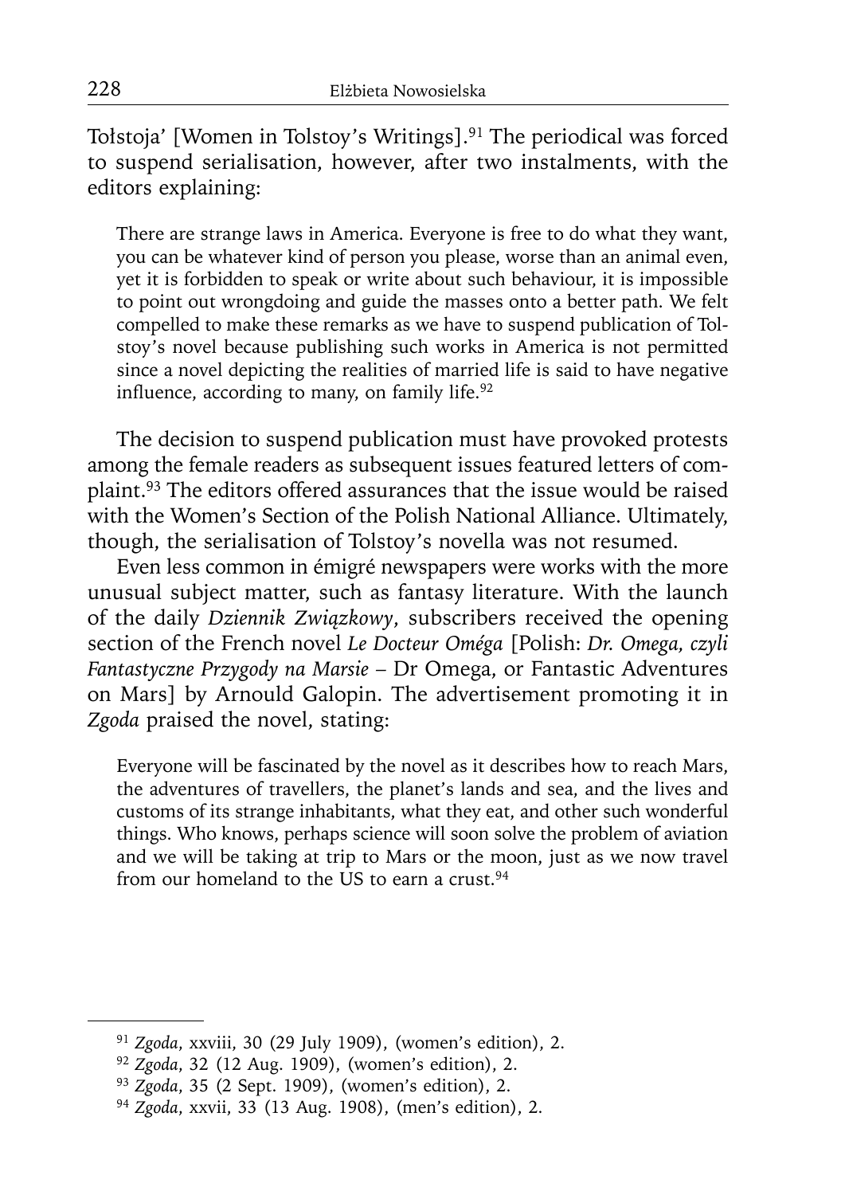Tołstoja' [Women in Tolstoy's Writings].[91] The periodical was forced to suspend serialisation, however, after two instalments, with the editors explaining:

> There are strange laws in America. Everyone is free to do what they want, you can be whatever kind of person you please, worse than an animal even, yet it is forbidden to speak or write about such behaviour, it is impossible to point out wrongdoing and guide the masses onto a better path. We felt compelled to make these remarks as we have to suspend publication of Tolstoy's novel because publishing such works in America is not permitted since a novel depicting the realities of married life is said to have negative influence, according to many, on family life.[92]

The decision to suspend publication must have provoked protests among the female readers as subsequent issues featured letters of complaint.[93] The editors offered assurances that the issue would be raised with the Women's Section of the Polish National Alliance. Ultimately, though, the serialisation of Tolstoy's novella was not resumed.

Even less common in émigré newspapers were works with the more unusual subject matter, such as fantasy literature. With the launch of the daily *Dziennik Związkowy*, subscribers received the opening section of the French novel *Le Docteur Oméga* [Polish: *Dr. Omega, czyli Fantastyczne Przygody na Marsie* – Dr Omega, or Fantastic Adventures on Mars] by Arnould Galopin. The advertisement promoting it in *Zgoda* praised the novel, stating:

> Everyone will be fascinated by the novel as it describes how to reach Mars, the adventures of travellers, the planet's lands and sea, and the lives and customs of its strange inhabitants, what they eat, and other such wonderful things. Who knows, perhaps science will soon solve the problem of aviation and we will be taking at trip to Mars or the moon, just as we now travel from our homeland to the US to earn a crust.[94]

---

[91] *Zgoda*, xxviii, 30 (29 July 1909), (women's edition), 2.

[92] *Zgoda*, 32 (12 Aug. 1909), (women's edition), 2.

[93] *Zgoda*, 35 (2 Sept. 1909), (women's edition), 2.

[94] *Zgoda*, xxvii, 33 (13 Aug. 1908), (men's edition), 2.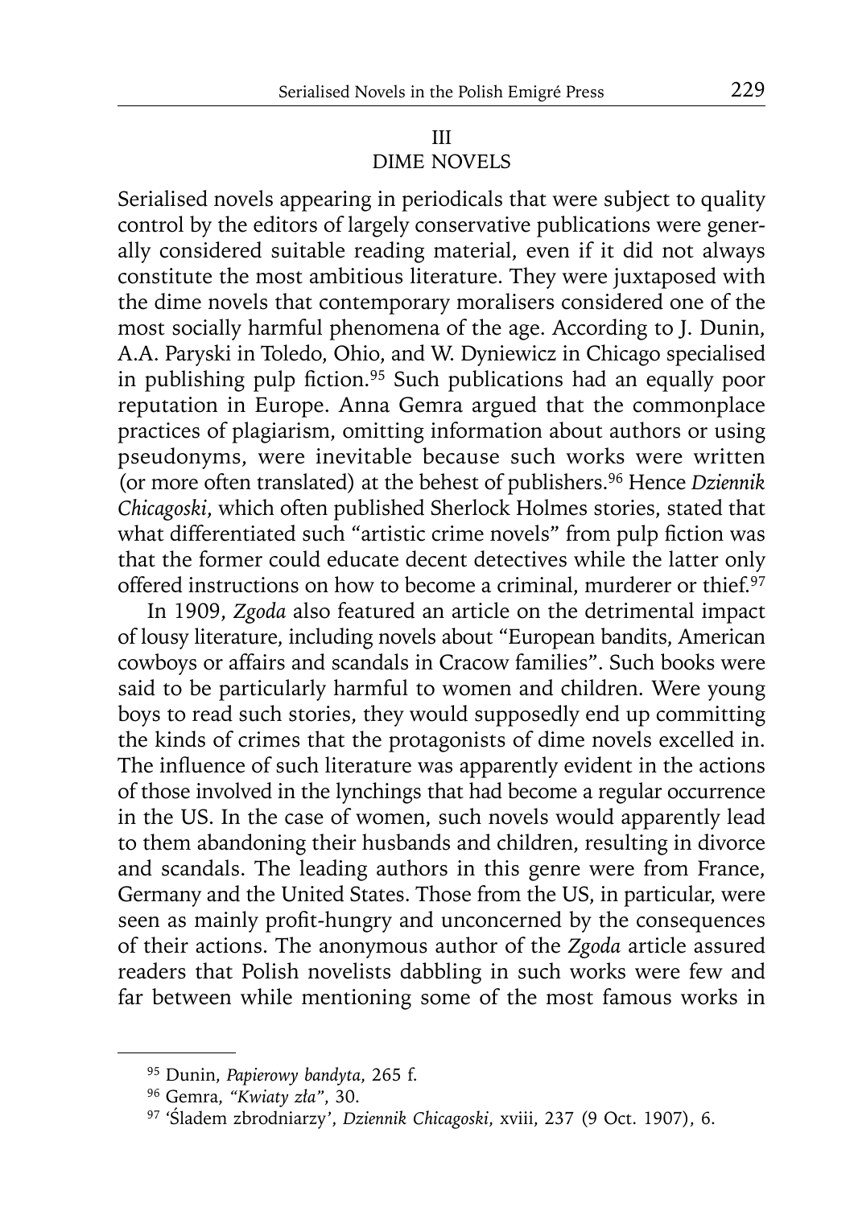## III
## DIME NOVELS

Serialised novels appearing in periodicals that were subject to quality control by the editors of largely conservative publications were generally considered suitable reading material, even if it did not always constitute the most ambitious literature. They were juxtaposed with the dime novels that contemporary moralisers considered one of the most socially harmful phenomena of the age. According to J. Dunin, A.A. Paryski in Toledo, Ohio, and W. Dyniewicz in Chicago specialised in publishing pulp fiction.[95] Such publications had an equally poor reputation in Europe. Anna Gemra argued that the commonplace practices of plagiarism, omitting information about authors or using pseudonyms, were inevitable because such works were written (or more often translated) at the behest of publishers.[96] Hence *Dziennik Chicagoski*, which often published Sherlock Holmes stories, stated that what differentiated such "artistic crime novels" from pulp fiction was that the former could educate decent detectives while the latter only offered instructions on how to become a criminal, murderer or thief.[97]

In 1909, *Zgoda* also featured an article on the detrimental impact of lousy literature, including novels about "European bandits, American cowboys or affairs and scandals in Cracow families". Such books were said to be particularly harmful to women and children. Were young boys to read such stories, they would supposedly end up committing the kinds of crimes that the protagonists of dime novels excelled in. The influence of such literature was apparently evident in the actions of those involved in the lynchings that had become a regular occurrence in the US. In the case of women, such novels would apparently lead to them abandoning their husbands and children, resulting in divorce and scandals. The leading authors in this genre were from France, Germany and the United States. Those from the US, in particular, were seen as mainly profit-hungry and unconcerned by the consequences of their actions. The anonymous author of the *Zgoda* article assured readers that Polish novelists dabbling in such works were few and far between while mentioning some of the most famous works in

---

[95] Dunin, *Papierowy bandyta*, 265 f.

[96] Gemra, *"Kwiaty zła"*, 30.

[97] 'Śladem zbrodniarzy', *Dziennik Chicagoski*, xviii, 237 (9 Oct. 1907), 6.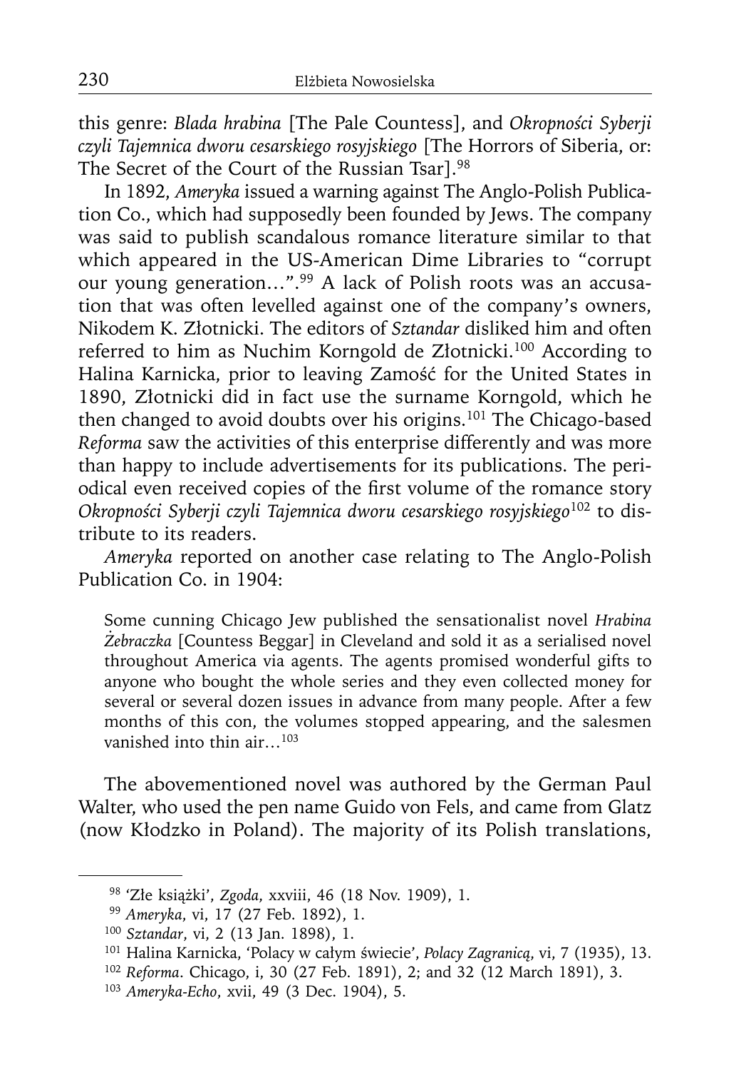this genre: *Blada hrabina* [The Pale Countess], and *Okropności Syberji czyli Tajemnica dworu cesarskiego rosyjskiego* [The Horrors of Siberia, or: The Secret of the Court of the Russian Tsar].[98]

In 1892, *Ameryka* issued a warning against The Anglo-Polish Publication Co., which had supposedly been founded by Jews. The company was said to publish scandalous romance literature similar to that which appeared in the US-American Dime Libraries to "corrupt our young generation…".[99] A lack of Polish roots was an accusation that was often levelled against one of the company's owners, Nikodem K. Złotnicki. The editors of *Sztandar* disliked him and often referred to him as Nuchim Korngold de Złotnicki.[100] According to Halina Karnicka, prior to leaving Zamość for the United States in 1890, Złotnicki did in fact use the surname Korngold, which he then changed to avoid doubts over his origins.[101] The Chicago-based *Reforma* saw the activities of this enterprise differently and was more than happy to include advertisements for its publications. The periodical even received copies of the first volume of the romance story *Okropności Syberji czyli Tajemnica dworu cesarskiego rosyjskiego*[102] to distribute to its readers.

*Ameryka* reported on another case relating to The Anglo-Polish Publication Co. in 1904:

> Some cunning Chicago Jew published the sensationalist novel *Hrabina Żebraczka* [Countess Beggar] in Cleveland and sold it as a serialised novel throughout America via agents. The agents promised wonderful gifts to anyone who bought the whole series and they even collected money for several or several dozen issues in advance from many people. After a few months of this con, the volumes stopped appearing, and the salesmen vanished into thin air…[103]

The abovementioned novel was authored by the German Paul Walter, who used the pen name Guido von Fels, and came from Glatz (now Kłodzko in Poland). The majority of its Polish translations,

---

[98] 'Złe książki', *Zgoda*, xxviii, 46 (18 Nov. 1909), 1.

[99] *Ameryka*, vi, 17 (27 Feb. 1892), 1.

[100] *Sztandar*, vi, 2 (13 Jan. 1898), 1.

[101] Halina Karnicka, 'Polacy w całym świecie', *Polacy Zagranicą*, vi, 7 (1935), 13.

[102] *Reforma*. Chicago, i, 30 (27 Feb. 1891), 2; and 32 (12 March 1891), 3.

[103] *Ameryka-Echo*, xvii, 49 (3 Dec. 1904), 5.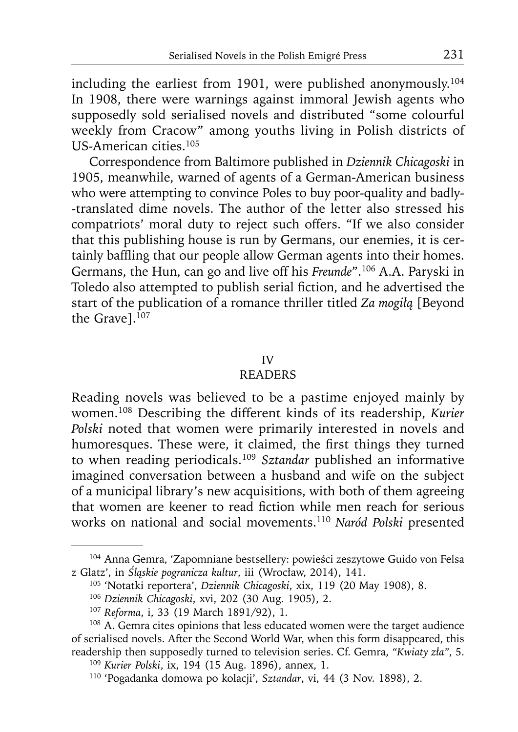including the earliest from 1901, were published anonymously.[104] In 1908, there were warnings against immoral Jewish agents who supposedly sold serialised novels and distributed "some colourful weekly from Cracow" among youths living in Polish districts of US-American cities.[105]

Correspondence from Baltimore published in *Dziennik Chicagoski* in 1905, meanwhile, warned of agents of a German-American business who were attempting to convince Poles to buy poor-quality and badly-translated dime novels. The author of the letter also stressed his compatriots' moral duty to reject such offers. "If we also consider that this publishing house is run by Germans, our enemies, it is certainly baffling that our people allow German agents into their homes. Germans, the Hun, can go and live off his *Freunde*".[106] A.A. Paryski in Toledo also attempted to publish serial fiction, and he advertised the start of the publication of a romance thriller titled *Za mogiłą* [Beyond the Grave].[107]

## IV
## READERS

Reading novels was believed to be a pastime enjoyed mainly by women.[108] Describing the different kinds of its readership, *Kurier Polski* noted that women were primarily interested in novels and humoresques. These were, it claimed, the first things they turned to when reading periodicals.[109] *Sztandar* published an informative imagined conversation between a husband and wife on the subject of a municipal library's new acquisitions, with both of them agreeing that women are keener to read fiction while men reach for serious works on national and social movements.[110] *Naród Polski* presented

---

[104] Anna Gemra, 'Zapomniane bestsellery: powieści zeszytowe Guido von Felsa z Glatz', in *Śląskie pogranicza kultur*, iii (Wrocław, 2014), 141.

[105] 'Notatki reportera', *Dziennik Chicagoski*, xix, 119 (20 May 1908), 8.

[106] *Dziennik Chicagoski*, xvi, 202 (30 Aug. 1905), 2.

[107] *Reforma*, i, 33 (19 March 1891/92), 1.

[108] A. Gemra cites opinions that less educated women were the target audience of serialised novels. After the Second World War, when this form disappeared, this readership then supposedly turned to television series. Cf. Gemra, *"Kwiaty zła"*, 5.

[109] *Kurier Polski*, ix, 194 (15 Aug. 1896), annex, 1.

[110] 'Pogadanka domowa po kolacji', *Sztandar*, vi, 44 (3 Nov. 1898), 2.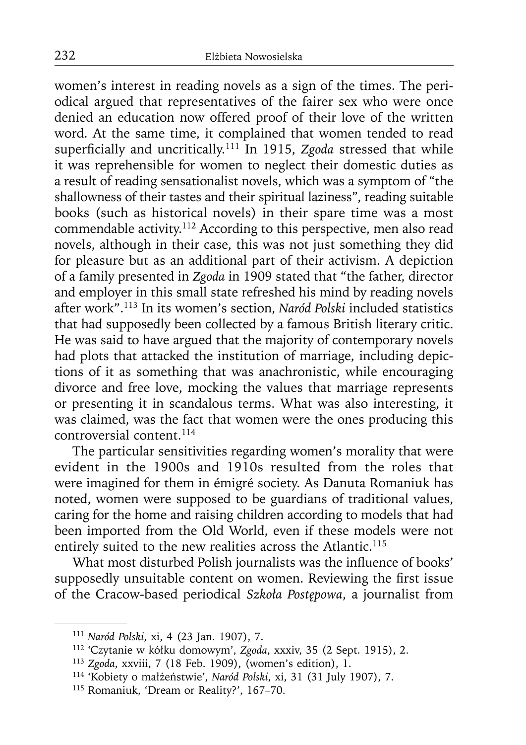women's interest in reading novels as a sign of the times. The periodical argued that representatives of the fairer sex who were once denied an education now offered proof of their love of the written word. At the same time, it complained that women tended to read superficially and uncritically.[111] In 1915, *Zgoda* stressed that while it was reprehensible for women to neglect their domestic duties as a result of reading sensationalist novels, which was a symptom of "the shallowness of their tastes and their spiritual laziness", reading suitable books (such as historical novels) in their spare time was a most commendable activity.[112] According to this perspective, men also read novels, although in their case, this was not just something they did for pleasure but as an additional part of their activism. A depiction of a family presented in *Zgoda* in 1909 stated that "the father, director and employer in this small state refreshed his mind by reading novels after work".[113] In its women's section, *Naród Polski* included statistics that had supposedly been collected by a famous British literary critic. He was said to have argued that the majority of contemporary novels had plots that attacked the institution of marriage, including depictions of it as something that was anachronistic, while encouraging divorce and free love, mocking the values that marriage represents or presenting it in scandalous terms. What was also interesting, it was claimed, was the fact that women were the ones producing this controversial content.[114]

The particular sensitivities regarding women's morality that were evident in the 1900s and 1910s resulted from the roles that were imagined for them in émigré society. As Danuta Romaniuk has noted, women were supposed to be guardians of traditional values, caring for the home and raising children according to models that had been imported from the Old World, even if these models were not entirely suited to the new realities across the Atlantic.[115]

What most disturbed Polish journalists was the influence of books' supposedly unsuitable content on women. Reviewing the first issue of the Cracow-based periodical *Szkoła Postępowa*, a journalist from

---

[111] *Naród Polski*, xi, 4 (23 Jan. 1907), 7.

[112] 'Czytanie w kółku domowym', *Zgoda*, xxxiv, 35 (2 Sept. 1915), 2.

[113] *Zgoda*, xxviii, 7 (18 Feb. 1909), (women's edition), 1.

[114] 'Kobiety o małżeństwie', *Naród Polski*, xi, 31 (31 July 1907), 7.

[115] Romaniuk, 'Dream or Reality?', 167–70.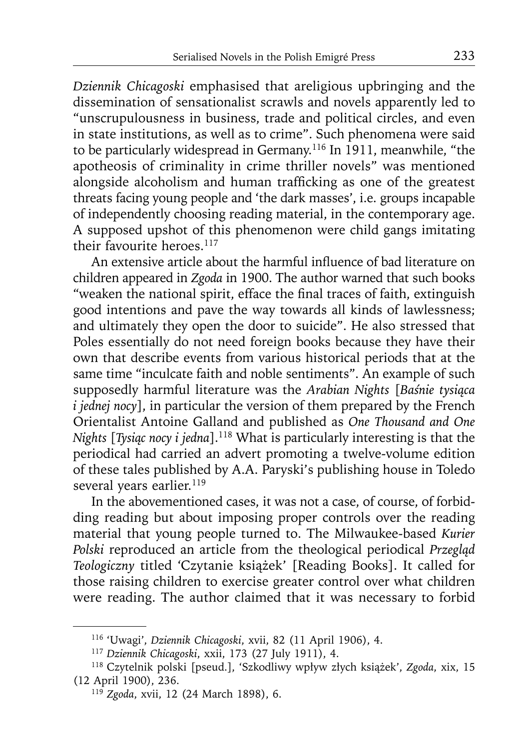*Dziennik Chicagoski* emphasised that areligious upbringing and the dissemination of sensationalist scrawls and novels apparently led to "unscrupulousness in business, trade and political circles, and even in state institutions, as well as to crime". Such phenomena were said to be particularly widespread in Germany.[116] In 1911, meanwhile, "the apotheosis of criminality in crime thriller novels" was mentioned alongside alcoholism and human trafficking as one of the greatest threats facing young people and 'the dark masses', i.e. groups incapable of independently choosing reading material, in the contemporary age. A supposed upshot of this phenomenon were child gangs imitating their favourite heroes.[117]

An extensive article about the harmful influence of bad literature on children appeared in *Zgoda* in 1900. The author warned that such books "weaken the national spirit, efface the final traces of faith, extinguish good intentions and pave the way towards all kinds of lawlessness; and ultimately they open the door to suicide". He also stressed that Poles essentially do not need foreign books because they have their own that describe events from various historical periods that at the same time "inculcate faith and noble sentiments". An example of such supposedly harmful literature was the *Arabian Nights* [*Baśnie tysiąca i jednej nocy*], in particular the version of them prepared by the French Orientalist Antoine Galland and published as *One Thousand and One Nights* [*Tysiąc nocy i jedna*].[118] What is particularly interesting is that the periodical had carried an advert promoting a twelve-volume edition of these tales published by A.A. Paryski's publishing house in Toledo several years earlier.[119]

In the abovementioned cases, it was not a case, of course, of forbidding reading but about imposing proper controls over the reading material that young people turned to. The Milwaukee-based *Kurier Polski* reproduced an article from the theological periodical *Przegląd Teologiczny* titled 'Czytanie książek' [Reading Books]. It called for those raising children to exercise greater control over what children were reading. The author claimed that it was necessary to forbid

---

[116] 'Uwagi', *Dziennik Chicagoski*, xvii, 82 (11 April 1906), 4.

[117] *Dziennik Chicagoski*, xxii, 173 (27 July 1911), 4.

[118] Czytelnik polski [pseud.], 'Szkodliwy wpływ złych książek', *Zgoda*, xix, 15 (12 April 1900), 236.

[119] *Zgoda*, xvii, 12 (24 March 1898), 6.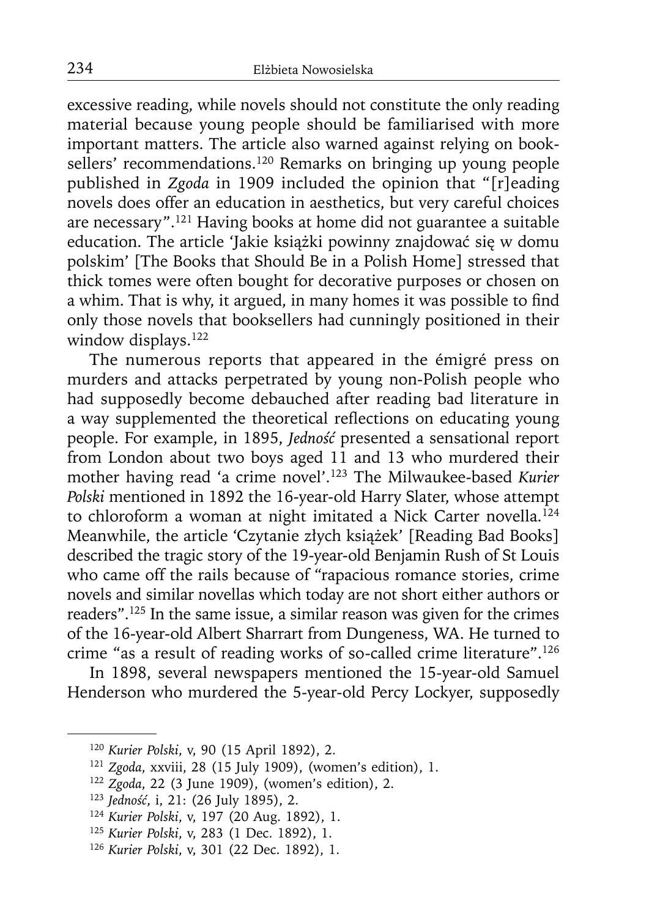excessive reading, while novels should not constitute the only reading material because young people should be familiarised with more important matters. The article also warned against relying on booksellers' recommendations.[120] Remarks on bringing up young people published in *Zgoda* in 1909 included the opinion that "[r]eading novels does offer an education in aesthetics, but very careful choices are necessary".[121] Having books at home did not guarantee a suitable education. The article 'Jakie książki powinny znajdować się w domu polskim' [The Books that Should Be in a Polish Home] stressed that thick tomes were often bought for decorative purposes or chosen on a whim. That is why, it argued, in many homes it was possible to find only those novels that booksellers had cunningly positioned in their window displays.[122]

The numerous reports that appeared in the émigré press on murders and attacks perpetrated by young non-Polish people who had supposedly become debauched after reading bad literature in a way supplemented the theoretical reflections on educating young people. For example, in 1895, *Jedność* presented a sensational report from London about two boys aged 11 and 13 who murdered their mother having read 'a crime novel'.[123] The Milwaukee-based *Kurier Polski* mentioned in 1892 the 16-year-old Harry Slater, whose attempt to chloroform a woman at night imitated a Nick Carter novella.[124] Meanwhile, the article 'Czytanie złych książek' [Reading Bad Books] described the tragic story of the 19-year-old Benjamin Rush of St Louis who came off the rails because of "rapacious romance stories, crime novels and similar novellas which today are not short either authors or readers".[125] In the same issue, a similar reason was given for the crimes of the 16-year-old Albert Sharrart from Dungeness, WA. He turned to crime "as a result of reading works of so-called crime literature".[126]

In 1898, several newspapers mentioned the 15-year-old Samuel Henderson who murdered the 5-year-old Percy Lockyer, supposedly

---

[120] *Kurier Polski*, v, 90 (15 April 1892), 2.

[121] *Zgoda*, xxviii, 28 (15 July 1909), (women's edition), 1.

[122] *Zgoda*, 22 (3 June 1909), (women's edition), 2.

[123] *Jedność*, i, 21: (26 July 1895), 2.

[124] *Kurier Polski*, v, 197 (20 Aug. 1892), 1.

[125] *Kurier Polski*, v, 283 (1 Dec. 1892), 1.

[126] *Kurier Polski*, v, 301 (22 Dec. 1892), 1.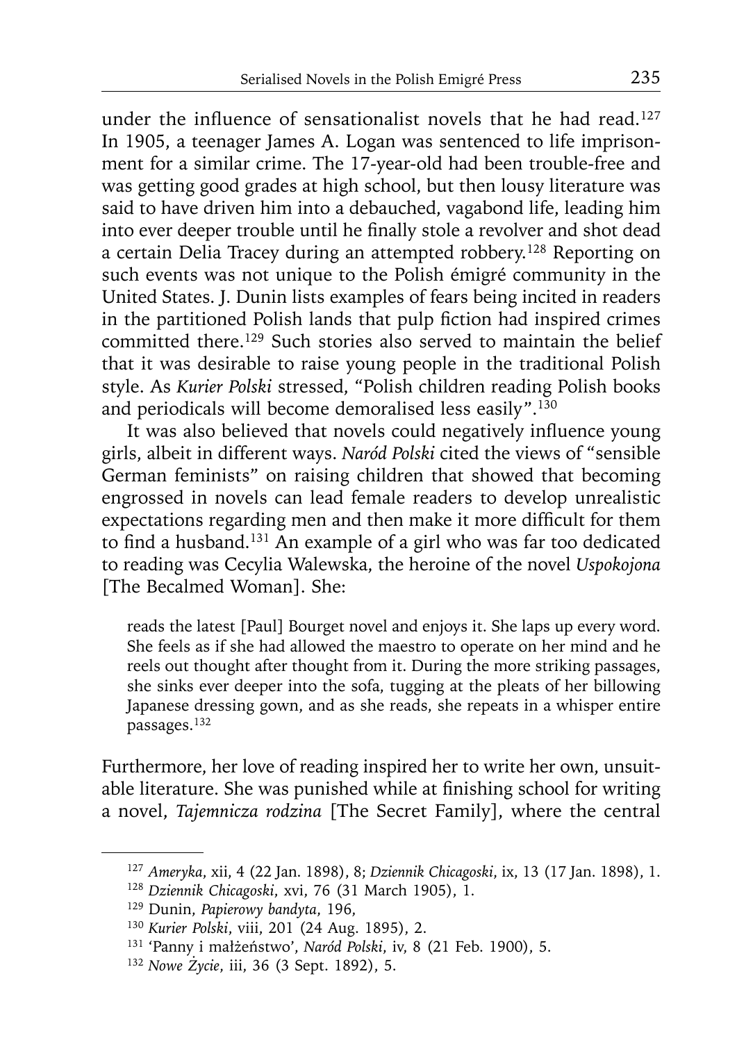under the influence of sensationalist novels that he had read.[127] In 1905, a teenager James A. Logan was sentenced to life imprisonment for a similar crime. The 17-year-old had been trouble-free and was getting good grades at high school, but then lousy literature was said to have driven him into a debauched, vagabond life, leading him into ever deeper trouble until he finally stole a revolver and shot dead a certain Delia Tracey during an attempted robbery.[128] Reporting on such events was not unique to the Polish émigré community in the United States. J. Dunin lists examples of fears being incited in readers in the partitioned Polish lands that pulp fiction had inspired crimes committed there.[129] Such stories also served to maintain the belief that it was desirable to raise young people in the traditional Polish style. As *Kurier Polski* stressed, "Polish children reading Polish books and periodicals will become demoralised less easily".[130]

It was also believed that novels could negatively influence young girls, albeit in different ways. *Naród Polski* cited the views of "sensible German feminists" on raising children that showed that becoming engrossed in novels can lead female readers to develop unrealistic expectations regarding men and then make it more difficult for them to find a husband.[131] An example of a girl who was far too dedicated to reading was Cecylia Walewska, the heroine of the novel *Uspokojona* [The Becalmed Woman]. She:

> reads the latest [Paul] Bourget novel and enjoys it. She laps up every word. She feels as if she had allowed the maestro to operate on her mind and he reels out thought after thought from it. During the more striking passages, she sinks ever deeper into the sofa, tugging at the pleats of her billowing Japanese dressing gown, and as she reads, she repeats in a whisper entire passages.[132]

Furthermore, her love of reading inspired her to write her own, unsuitable literature. She was punished while at finishing school for writing a novel, *Tajemnicza rodzina* [The Secret Family], where the central

---

[127] *Ameryka*, xii, 4 (22 Jan. 1898), 8; *Dziennik Chicagoski*, ix, 13 (17 Jan. 1898), 1.

[128] *Dziennik Chicagoski*, xvi, 76 (31 March 1905), 1.

[129] Dunin, *Papierowy bandyta*, 196,

[130] *Kurier Polski*, viii, 201 (24 Aug. 1895), 2.

[131] 'Panny i małżeństwo', *Naród Polski*, iv, 8 (21 Feb. 1900), 5.

[132] *Nowe Życie*, iii, 36 (3 Sept. 1892), 5.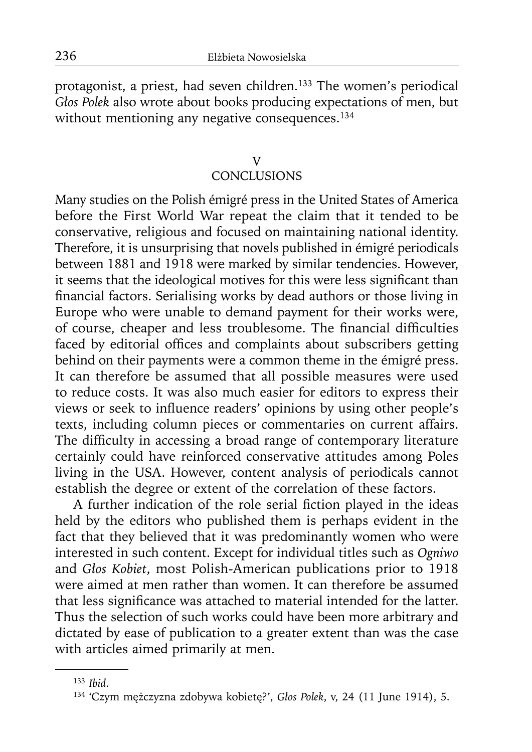protagonist, a priest, had seven children.[133] The women's periodical *Głos Polek* also wrote about books producing expectations of men, but without mentioning any negative consequences.[134]

## V
## CONCLUSIONS

Many studies on the Polish émigré press in the United States of America before the First World War repeat the claim that it tended to be conservative, religious and focused on maintaining national identity. Therefore, it is unsurprising that novels published in émigré periodicals between 1881 and 1918 were marked by similar tendencies. However, it seems that the ideological motives for this were less significant than financial factors. Serialising works by dead authors or those living in Europe who were unable to demand payment for their works were, of course, cheaper and less troublesome. The financial difficulties faced by editorial offices and complaints about subscribers getting behind on their payments were a common theme in the émigré press. It can therefore be assumed that all possible measures were used to reduce costs. It was also much easier for editors to express their views or seek to influence readers' opinions by using other people's texts, including column pieces or commentaries on current affairs. The difficulty in accessing a broad range of contemporary literature certainly could have reinforced conservative attitudes among Poles living in the USA. However, content analysis of periodicals cannot establish the degree or extent of the correlation of these factors.

A further indication of the role serial fiction played in the ideas held by the editors who published them is perhaps evident in the fact that they believed that it was predominantly women who were interested in such content. Except for individual titles such as *Ogniwo* and *Głos Kobiet*, most Polish-American publications prior to 1918 were aimed at men rather than women. It can therefore be assumed that less significance was attached to material intended for the latter. Thus the selection of such works could have been more arbitrary and dictated by ease of publication to a greater extent than was the case with articles aimed primarily at men.

---

[133] *Ibid*.

[134] 'Czym mężczyzna zdobywa kobietę?', *Głos Polek*, v, 24 (11 June 1914), 5.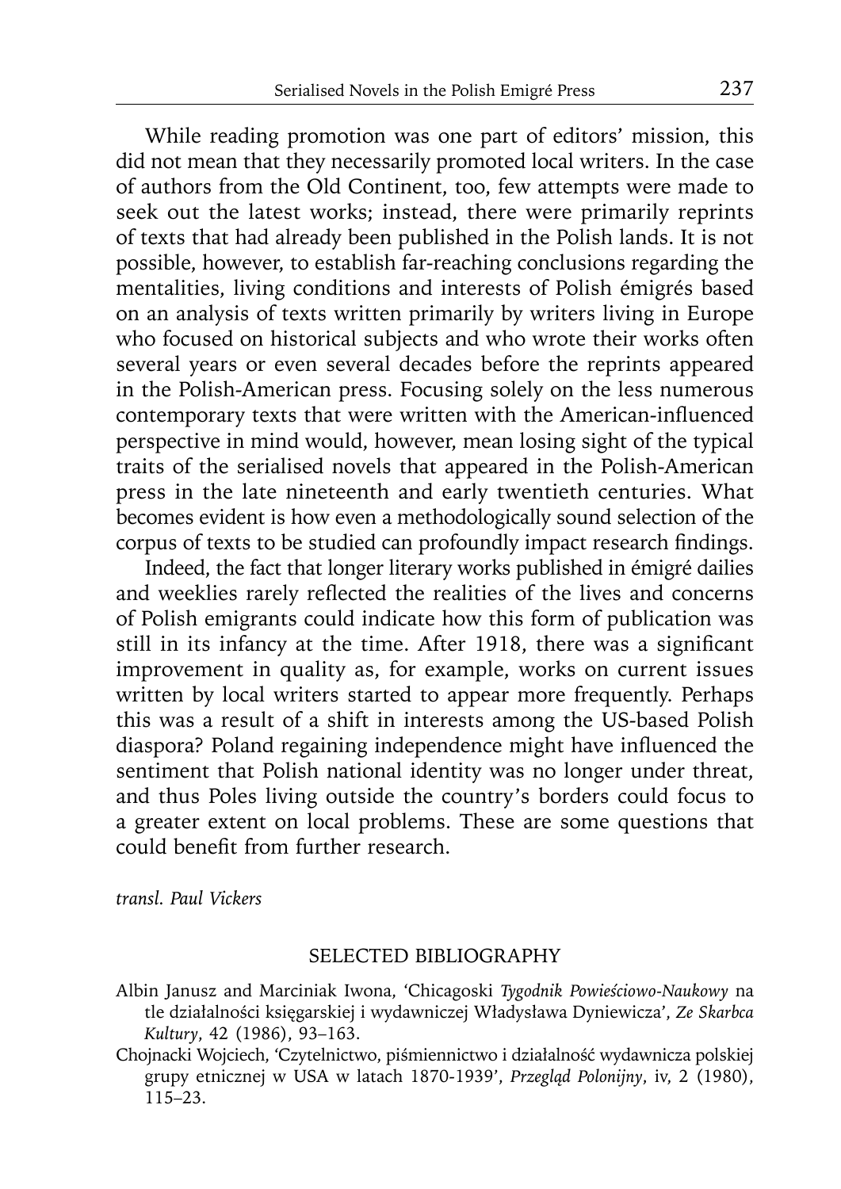While reading promotion was one part of editors' mission, this did not mean that they necessarily promoted local writers. In the case of authors from the Old Continent, too, few attempts were made to seek out the latest works; instead, there were primarily reprints of texts that had already been published in the Polish lands. It is not possible, however, to establish far-reaching conclusions regarding the mentalities, living conditions and interests of Polish émigrés based on an analysis of texts written primarily by writers living in Europe who focused on historical subjects and who wrote their works often several years or even several decades before the reprints appeared in the Polish-American press. Focusing solely on the less numerous contemporary texts that were written with the American-influenced perspective in mind would, however, mean losing sight of the typical traits of the serialised novels that appeared in the Polish-American press in the late nineteenth and early twentieth centuries. What becomes evident is how even a methodologically sound selection of the corpus of texts to be studied can profoundly impact research findings.

Indeed, the fact that longer literary works published in émigré dailies and weeklies rarely reflected the realities of the lives and concerns of Polish emigrants could indicate how this form of publication was still in its infancy at the time. After 1918, there was a significant improvement in quality as, for example, works on current issues written by local writers started to appear more frequently. Perhaps this was a result of a shift in interests among the US-based Polish diaspora? Poland regaining independence might have influenced the sentiment that Polish national identity was no longer under threat, and thus Poles living outside the country's borders could focus to a greater extent on local problems. These are some questions that could benefit from further research.

*transl. Paul Vickers*

## SELECTED BIBLIOGRAPHY

Albin Janusz and Marciniak Iwona, 'Chicagoski *Tygodnik Powieściowo-Naukowy* na tle działalności księgarskiej i wydawniczej Władysława Dyniewicza', *Ze Skarbca Kultury*, 42 (1986), 93–163.

Chojnacki Wojciech, 'Czytelnictwo, piśmiennictwo i działalność wydawnicza polskiej grupy etnicznej w USA w latach 1870-1939', *Przegląd Polonijny*, iv, 2 (1980), 115–23.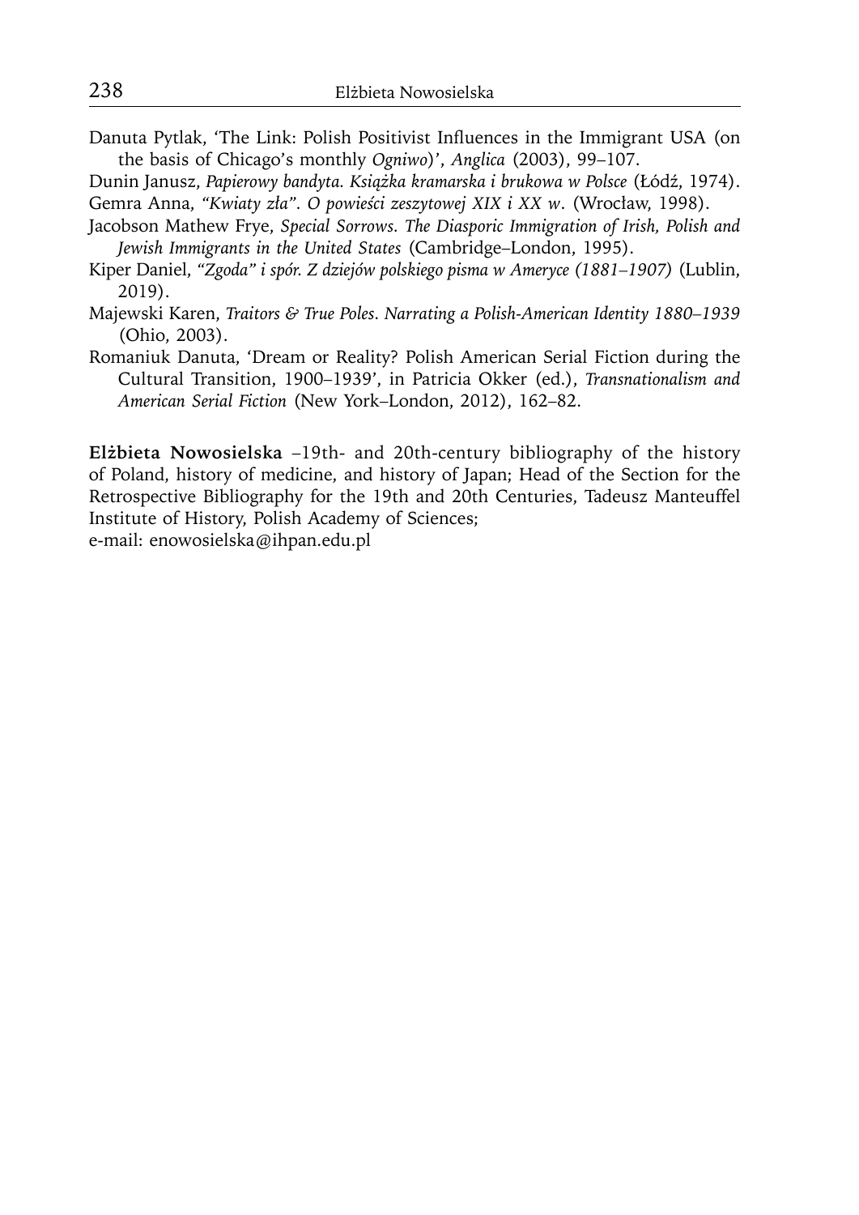Danuta Pytlak, 'The Link: Polish Positivist Influences in the Immigrant USA (on the basis of Chicago's monthly *Ogniwo*)', *Anglica* (2003), 99–107.

Dunin Janusz, *Papierowy bandyta. Książka kramarska i brukowa w Polsce* (Łódź, 1974).

Gemra Anna, *"Kwiaty zła". O powieści zeszytowej XIX i XX w*. (Wrocław, 1998).

Jacobson Mathew Frye, *Special Sorrows. The Diasporic Immigration of Irish, Polish and Jewish Immigrants in the United States* (Cambridge–London, 1995).

Kiper Daniel, *"Zgoda" i spór. Z dziejów polskiego pisma w Ameryce (1881–1907)* (Lublin, 2019).

Majewski Karen, *Traitors & True Poles. Narrating a Polish-American Identity 1880–1939* (Ohio, 2003).

Romaniuk Danuta, 'Dream or Reality? Polish American Serial Fiction during the Cultural Transition, 1900–1939', in Patricia Okker (ed.), *Transnationalism and American Serial Fiction* (New York–London, 2012), 162–82.

**Elżbieta Nowosielska** –19th- and 20th-century bibliography of the history of Poland, history of medicine, and history of Japan; Head of the Section for the Retrospective Bibliography for the 19th and 20th Centuries, Tadeusz Manteuffel Institute of History, Polish Academy of Sciences;
e-mail: enowosielska@ihpan.edu.pl